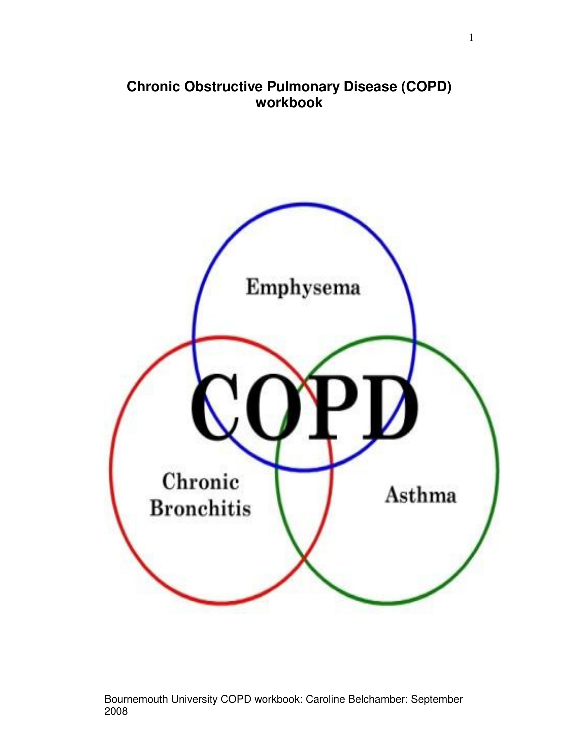# Chronic Obstructive Pulmonary Disease (COPD) workbook

Emphysema

COPD

Chronic Bronchitis

Asthma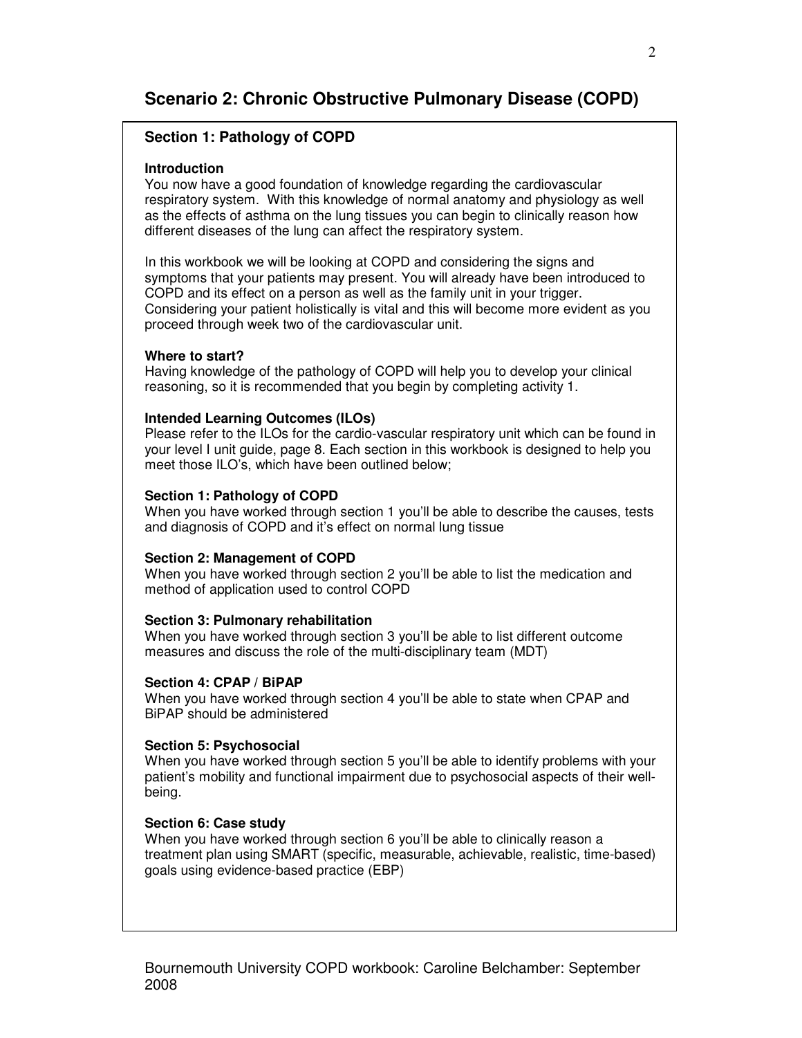# Scenario 2: Chronic Obstructive Pulmonary Disease (COPD)

## Section 1: Pathology of COPD

### Introduction

You now have a good foundation of knowledge regarding the cardiovascular respiratory system. With this knowledge of normal anatomy and physiology as well as the effects of asthma on the lung tissues you can begin to clinically reason how different diseases of the lung can affect the respiratory system.

In this workbook we will be looking at COPD and considering the signs and symptoms that your patients may present. You will already have been introduced to COPD and its effect on a person as well as the family unit in your trigger. Considering your patient holistically is vital and this will become more evident as you proceed through week two of the cardiovascular unit.

### Where to start?

Having knowledge of the pathology of COPD will help you to develop your clinical reasoning, so it is recommended that you begin by completing activity 1.

### Intended Learning Outcomes (ILOs)

Please refer to the ILOs for the cardio-vascular respiratory unit which can be found in your level I unit guide, page 8. Each section in this workbook is designed to help you meet those ILO's, which have been outlined below;

**Section 1: Pathology of COPD**
When you have worked through section 1 you'll be able to describe the causes, tests and diagnosis of COPD and it's effect on normal lung tissue

**Section 2: Management of COPD**
When you have worked through section 2 you'll be able to list the medication and method of application used to control COPD

**Section 3: Pulmonary rehabilitation**
When you have worked through section 3 you'll be able to list different outcome measures and discuss the role of the multi-disciplinary team (MDT)

**Section 4: CPAP / BiPAP**
When you have worked through section 4 you'll be able to state when CPAP and BiPAP should be administered

**Section 5: Psychosocial**
When you have worked through section 5 you'll be able to identify problems with your patient's mobility and functional impairment due to psychosocial aspects of their well-being.

**Section 6: Case study**
When you have worked through section 6 you'll be able to clinically reason a treatment plan using SMART (specific, measurable, achievable, realistic, time-based) goals using evidence-based practice (EBP)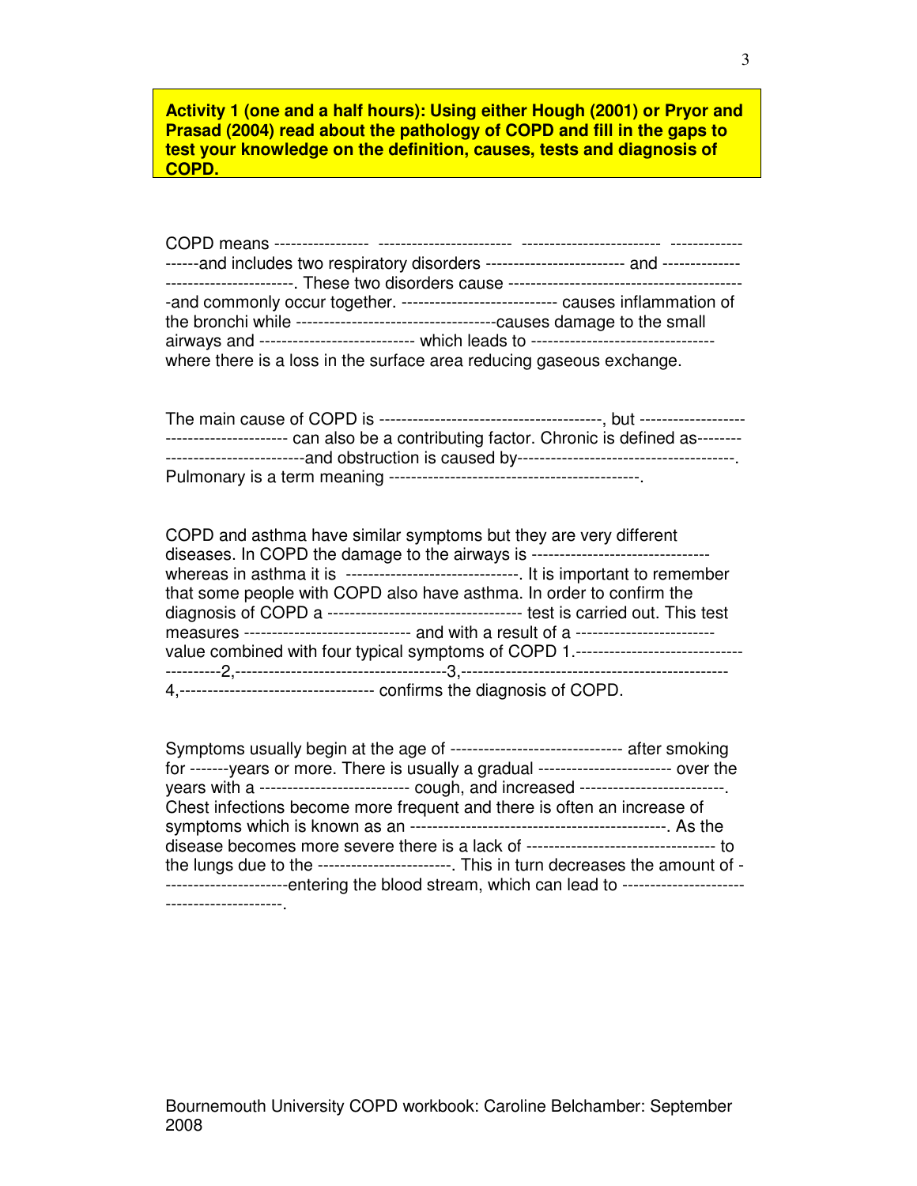**Activity 1 (one and a half hours): Using either Hough (2001) or Pryor and Prasad (2004) read about the pathology of COPD and fill in the gaps to test your knowledge on the definition, causes, tests and diagnosis of COPD.**

COPD means ----------------- ------------------------ ------------------------- -------------------and includes two respiratory disorders ------------------------- and ------------------------------------. These two disorders cause -------------------------------------------and commonly occur together. ---------------------------- causes inflammation of the bronchi while ------------------------------------causes damage to the small airways and ---------------------------- which leads to --------------------------------- where there is a loss in the surface area reducing gaseous exchange.

The main cause of COPD is ----------------------------------------, but ---------------------------------------- can also be a contributing factor. Chronic is defined as---------------------------------and obstruction is caused by---------------------------------------. Pulmonary is a term meaning ---------------------------------------------.

COPD and asthma have similar symptoms but they are very different diseases. In COPD the damage to the airways is ------------------------------- whereas in asthma it is -------------------------------. It is important to remember that some people with COPD also have asthma. In order to confirm the diagnosis of COPD a ---------------------------------- test is carried out. This test measures ----------------------------- and with a result of a ------------------------ value combined with four typical symptoms of COPD 1.----------------------------------------2,--------------------------------------3,------------------------------------------------ 4,----------------------------------- confirms the diagnosis of COPD.

Symptoms usually begin at the age of ------------------------------- after smoking for -------years or more. There is usually a gradual ------------------------ over the years with a -------------------------- cough, and increased --------------------------. Chest infections become more frequent and there is often an increase of symptoms which is known as an ----------------------------------------------. As the disease becomes more severe there is a lack of ---------------------------------- to the lungs due to the ------------------------. This in turn decreases the amount of -----------------------entering the blood stream, which can lead to -------------------------------------------.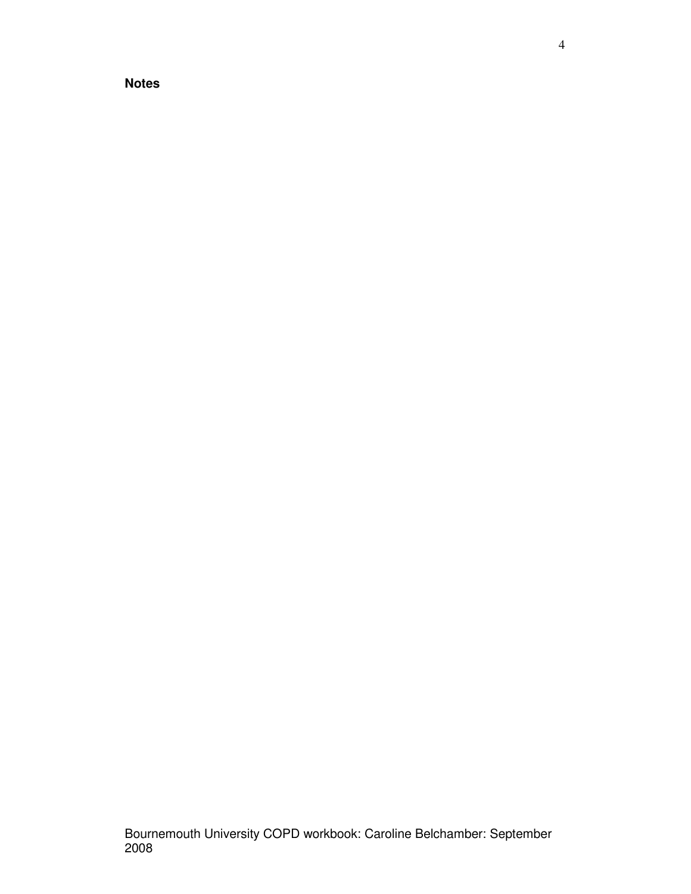**Notes**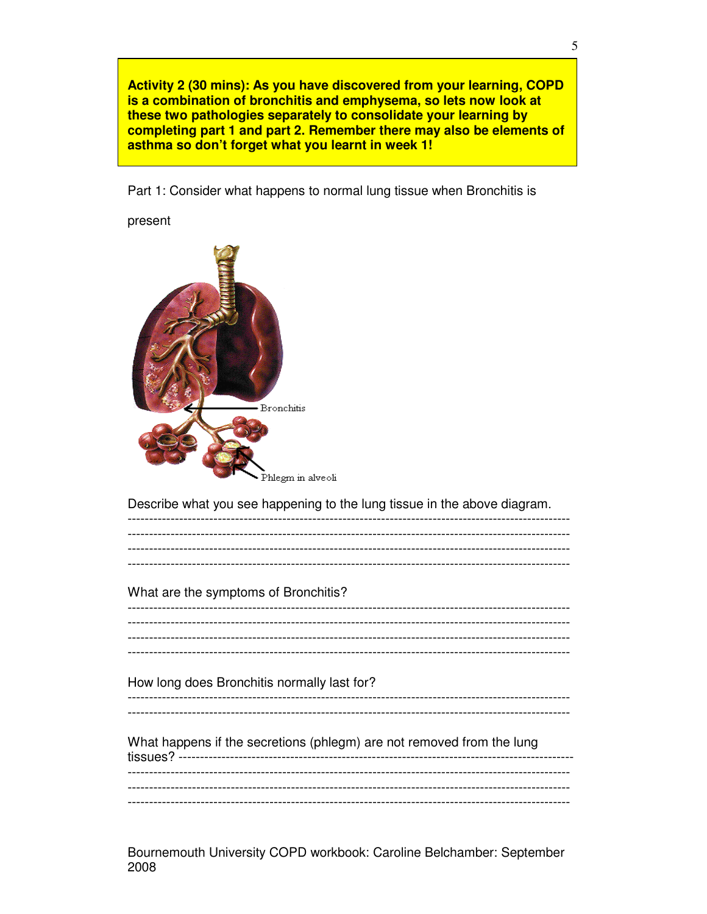**Activity 2 (30 mins): As you have discovered from your learning, COPD is a combination of bronchitis and emphysema, so lets now look at these two pathologies separately to consolidate your learning by completing part 1 and part 2. Remember there may also be elements of asthma so don't forget what you learnt in week 1!**

Part 1: Consider what happens to normal lung tissue when Bronchitis is present

Bronchitis

Phlegm in alveoli

Describe what you see happening to the lung tissue in the above diagram.

-----------------------------------------------------------------------------------------------------

-----------------------------------------------------------------------------------------------------

-----------------------------------------------------------------------------------------------------

-----------------------------------------------------------------------------------------------------

What are the symptoms of Bronchitis?

-----------------------------------------------------------------------------------------------------

-----------------------------------------------------------------------------------------------------

-----------------------------------------------------------------------------------------------------

-----------------------------------------------------------------------------------------------------

How long does Bronchitis normally last for?

-----------------------------------------------------------------------------------------------------

-----------------------------------------------------------------------------------------------------

What happens if the secretions (phlegm) are not removed from the lung tissues? ---------------------------------------------------------------------------------------

-----------------------------------------------------------------------------------------------------

-----------------------------------------------------------------------------------------------------

-----------------------------------------------------------------------------------------------------

Bournemouth University COPD workbook: Caroline Belchamber: September 2008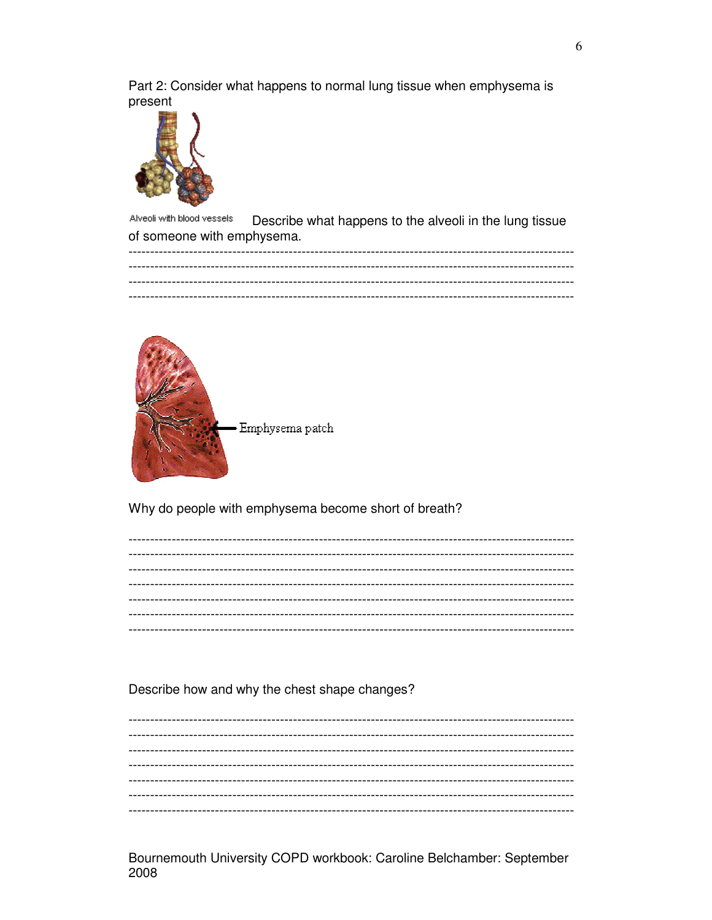Part 2: Consider what happens to normal lung tissue when emphysema is present

Alveoli with blood vessels

Describe what happens to the alveoli in the lung tissue of someone with emphysema.

-----------------------------------------------------------------------------------------------

-----------------------------------------------------------------------------------------------

-----------------------------------------------------------------------------------------------

-----------------------------------------------------------------------------------------------

Emphysema patch

Why do people with emphysema become short of breath?

-----------------------------------------------------------------------------------------------

-----------------------------------------------------------------------------------------------

-----------------------------------------------------------------------------------------------

-----------------------------------------------------------------------------------------------

-----------------------------------------------------------------------------------------------

-----------------------------------------------------------------------------------------------

-----------------------------------------------------------------------------------------------

Describe how and why the chest shape changes?

-----------------------------------------------------------------------------------------------

-----------------------------------------------------------------------------------------------

-----------------------------------------------------------------------------------------------

-----------------------------------------------------------------------------------------------

-----------------------------------------------------------------------------------------------

-----------------------------------------------------------------------------------------------

-----------------------------------------------------------------------------------------------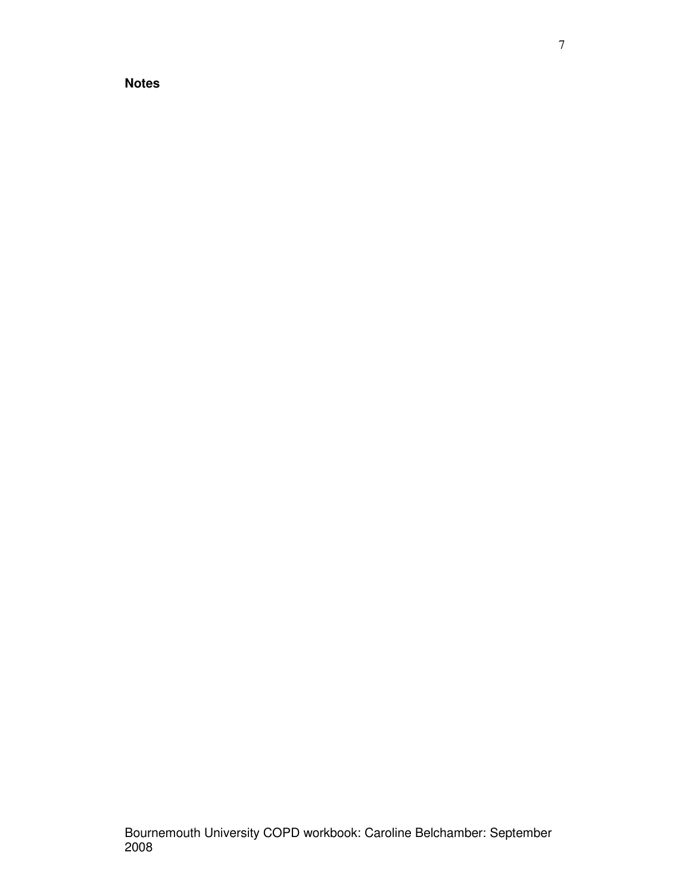**Notes**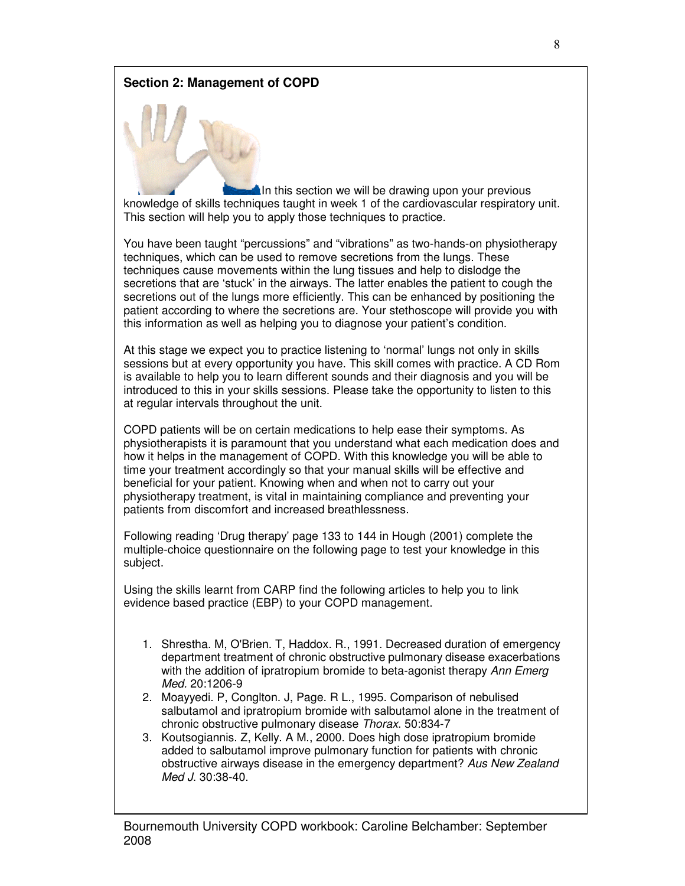**Section 2: Management of COPD**

In this section we will be drawing upon your previous knowledge of skills techniques taught in week 1 of the cardiovascular respiratory unit. This section will help you to apply those techniques to practice.

You have been taught "percussions" and "vibrations" as two-hands-on physiotherapy techniques, which can be used to remove secretions from the lungs. These techniques cause movements within the lung tissues and help to dislodge the secretions that are 'stuck' in the airways. The latter enables the patient to cough the secretions out of the lungs more efficiently. This can be enhanced by positioning the patient according to where the secretions are. Your stethoscope will provide you with this information as well as helping you to diagnose your patient's condition.

At this stage we expect you to practice listening to 'normal' lungs not only in skills sessions but at every opportunity you have. This skill comes with practice. A CD Rom is available to help you to learn different sounds and their diagnosis and you will be introduced to this in your skills sessions. Please take the opportunity to listen to this at regular intervals throughout the unit.

COPD patients will be on certain medications to help ease their symptoms. As physiotherapists it is paramount that you understand what each medication does and how it helps in the management of COPD. With this knowledge you will be able to time your treatment accordingly so that your manual skills will be effective and beneficial for your patient. Knowing when and when not to carry out your physiotherapy treatment, is vital in maintaining compliance and preventing your patients from discomfort and increased breathlessness.

Following reading 'Drug therapy' page 133 to 144 in Hough (2001) complete the multiple-choice questionnaire on the following page to test your knowledge in this subject.

Using the skills learnt from CARP find the following articles to help you to link evidence based practice (EBP) to your COPD management.

1. Shrestha. M, O'Brien. T, Haddox. R., 1991. Decreased duration of emergency department treatment of chronic obstructive pulmonary disease exacerbations with the addition of ipratropium bromide to beta-agonist therapy *Ann Emerg Med.* 20:1206-9
2. Moayyedi. P, Conglton. J, Page. R L., 1995. Comparison of nebulised salbutamol and ipratropium bromide with salbutamol alone in the treatment of chronic obstructive pulmonary disease *Thorax.* 50:834-7
3. Koutsogiannis. Z, Kelly. A M., 2000. Does high dose ipratropium bromide added to salbutamol improve pulmonary function for patients with chronic obstructive airways disease in the emergency department? *Aus New Zealand Med J.* 30:38-40.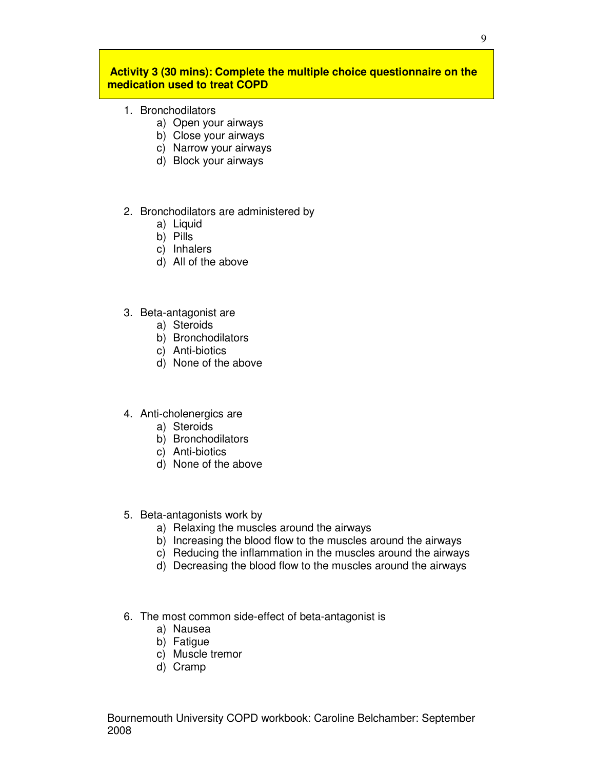**Activity 3 (30 mins): Complete the multiple choice questionnaire on the medication used to treat COPD**

1. Bronchodilators
   a) Open your airways
   b) Close your airways
   c) Narrow your airways
   d) Block your airways

2. Bronchodilators are administered by
   a) Liquid
   b) Pills
   c) Inhalers
   d) All of the above

3. Beta-antagonist are
   a) Steroids
   b) Bronchodilators
   c) Anti-biotics
   d) None of the above

4. Anti-cholenergics are
   a) Steroids
   b) Bronchodilators
   c) Anti-biotics
   d) None of the above

5. Beta-antagonists work by
   a) Relaxing the muscles around the airways
   b) Increasing the blood flow to the muscles around the airways
   c) Reducing the inflammation in the muscles around the airways
   d) Decreasing the blood flow to the muscles around the airways

6. The most common side-effect of beta-antagonist is
   a) Nausea
   b) Fatigue
   c) Muscle tremor
   d) Cramp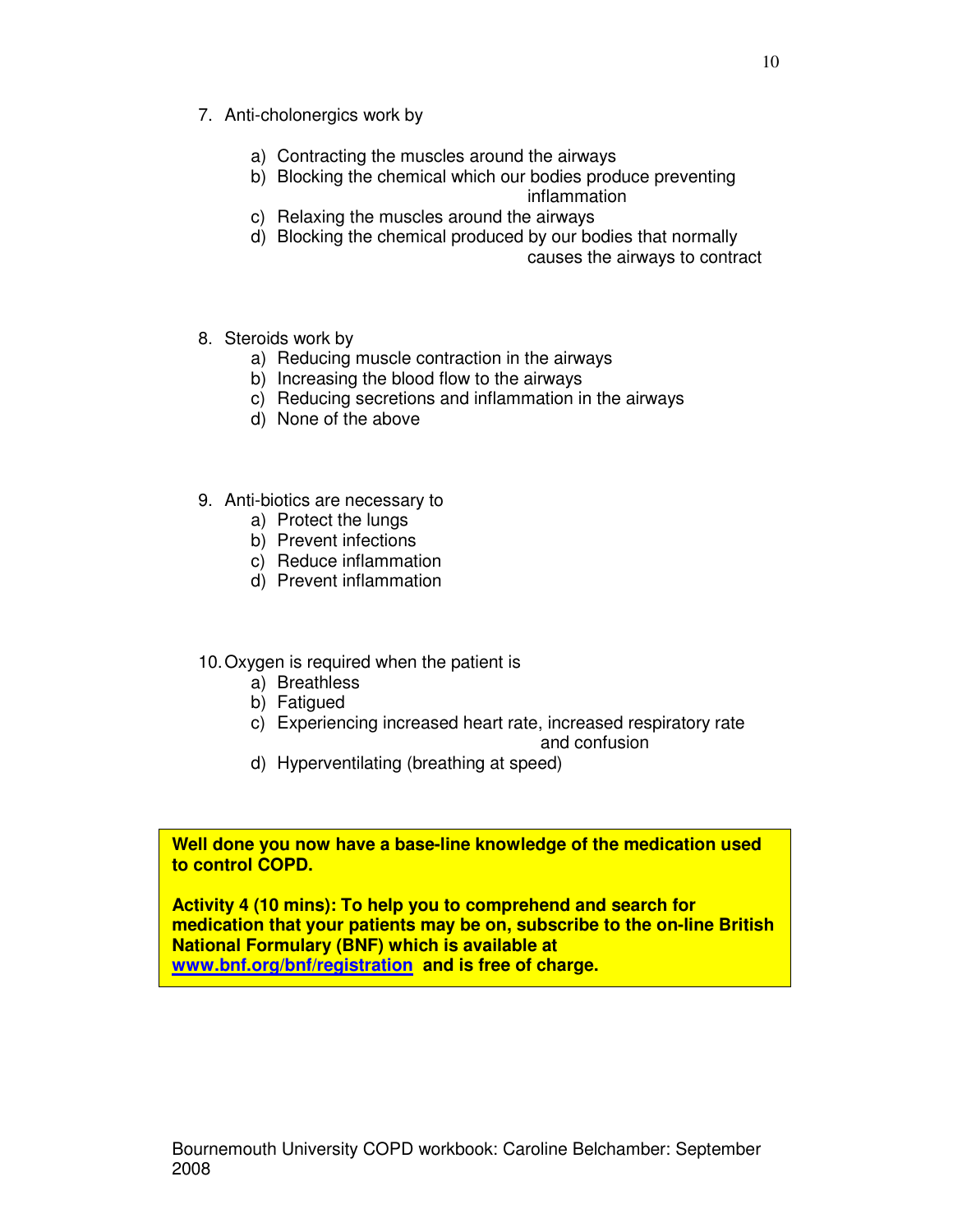7. Anti-cholonergics work by

    a) Contracting the muscles around the airways
    b) Blocking the chemical which our bodies produce preventing inflammation
    c) Relaxing the muscles around the airways
    d) Blocking the chemical produced by our bodies that normally causes the airways to contract

8. Steroids work by
    a) Reducing muscle contraction in the airways
    b) Increasing the blood flow to the airways
    c) Reducing secretions and inflammation in the airways
    d) None of the above

9. Anti-biotics are necessary to
    a) Protect the lungs
    b) Prevent infections
    c) Reduce inflammation
    d) Prevent inflammation

10. Oxygen is required when the patient is
    a) Breathless
    b) Fatigued
    c) Experiencing increased heart rate, increased respiratory rate and confusion
    d) Hyperventilating (breathing at speed)

**Well done you now have a base-line knowledge of the medication used to control COPD.**

**Activity 4 (10 mins): To help you to comprehend and search for medication that your patients may be on, subscribe to the on-line British National Formulary (BNF) which is available at [www.bnf.org/bnf/registration](www.bnf.org/bnf/registration) and is free of charge.**

Bournemouth University COPD workbook: Caroline Belchamber: September 2008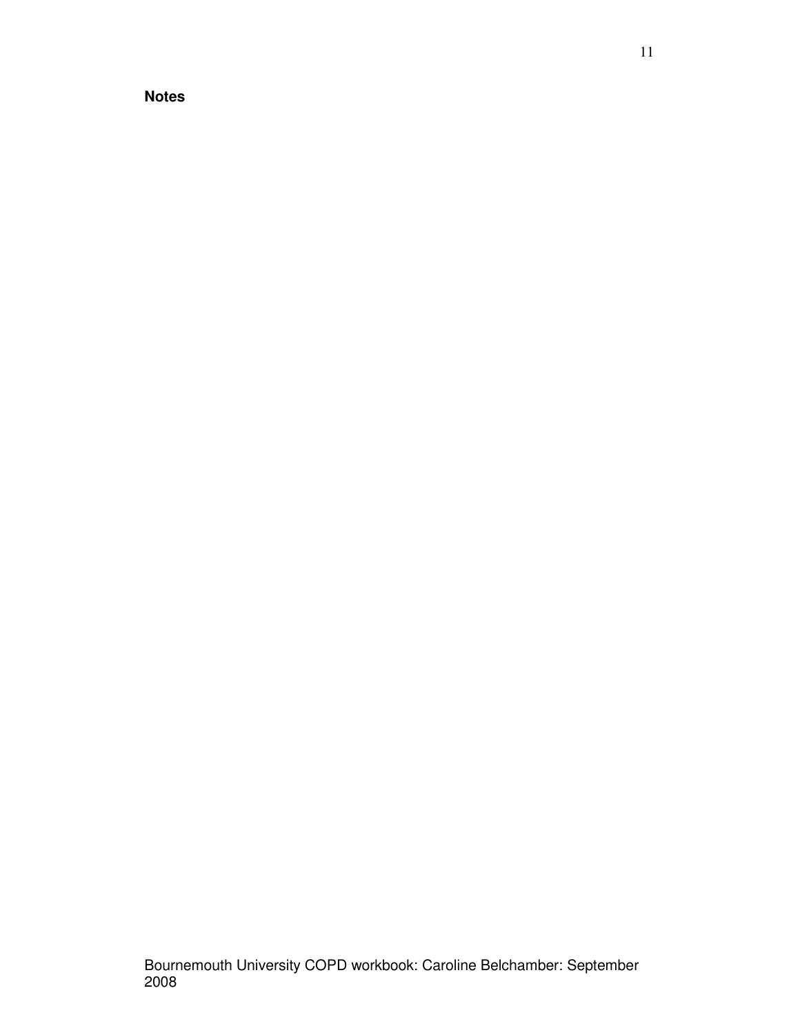**Notes**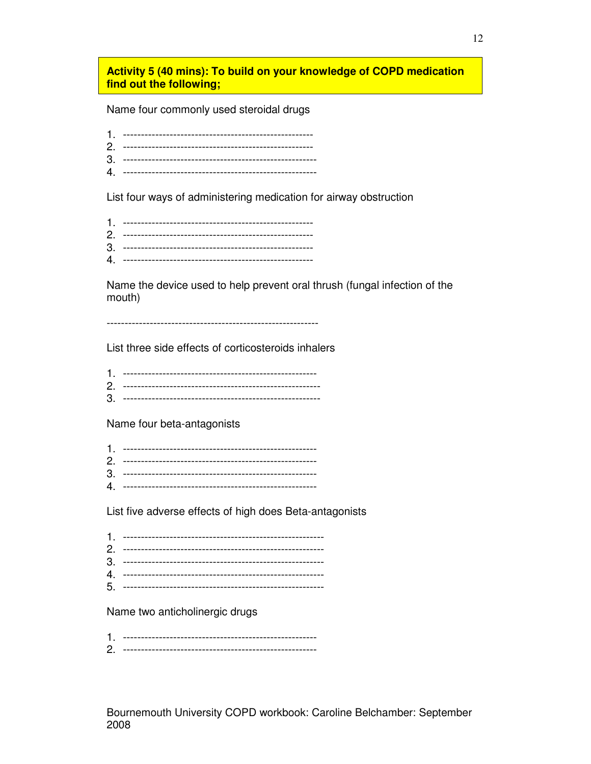**Activity 5 (40 mins): To build on your knowledge of COPD medication find out the following;**

Name four commonly used steroidal drugs

1. -----------------------------------------------------
2. -----------------------------------------------------
3. -----------------------------------------------------
4. -----------------------------------------------------

List four ways of administering medication for airway obstruction

1. -----------------------------------------------------
2. -----------------------------------------------------
3. -----------------------------------------------------
4. -----------------------------------------------------

Name the device used to help prevent oral thrush (fungal infection of the mouth)

-----------------------------------------------------------

List three side effects of corticosteroids inhalers

1. -----------------------------------------------------
2. -----------------------------------------------------
3. -----------------------------------------------------

Name four beta-antagonists

1. -----------------------------------------------------
2. -----------------------------------------------------
3. -----------------------------------------------------
4. -----------------------------------------------------

List five adverse effects of high does Beta-antagonists

1. -------------------------------------------------------
2. -------------------------------------------------------
3. -------------------------------------------------------
4. -------------------------------------------------------
5. -------------------------------------------------------

Name two anticholinergic drugs

1. -----------------------------------------------------
2. -----------------------------------------------------

Bournemouth University COPD workbook: Caroline Belchamber: September 2008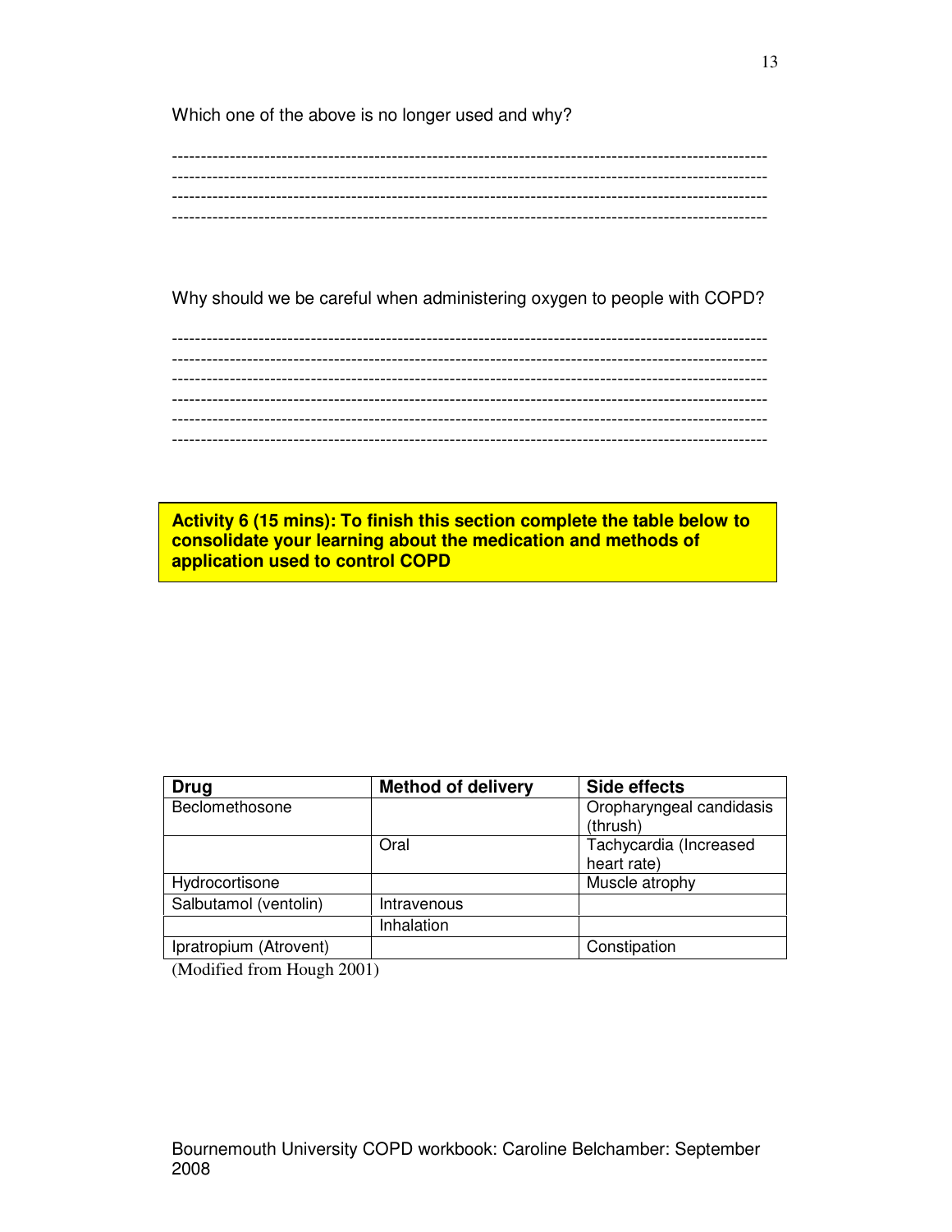Which one of the above is no longer used and why?

----------------------------------------------------------------------------------------------------
----------------------------------------------------------------------------------------------------
----------------------------------------------------------------------------------------------------
----------------------------------------------------------------------------------------------------

Why should we be careful when administering oxygen to people with COPD?

----------------------------------------------------------------------------------------------------
----------------------------------------------------------------------------------------------------
----------------------------------------------------------------------------------------------------
----------------------------------------------------------------------------------------------------
----------------------------------------------------------------------------------------------------
----------------------------------------------------------------------------------------------------

**Activity 6 (15 mins): To finish this section complete the table below to consolidate your learning about the medication and methods of application used to control COPD**

| Drug | Method of delivery | Side effects |
|---|---|---|
| Beclomethosone | | Oropharyngeal candidasis (thrush) |
| | Oral | Tachycardia (Increased heart rate) |
| Hydrocortisone | | Muscle atrophy |
| Salbutamol (ventolin) | Intravenous | |
| | Inhalation | |
| Ipratropium (Atrovent) | | Constipation |

(Modified from Hough 2001)

Bournemouth University COPD workbook: Caroline Belchamber: September 2008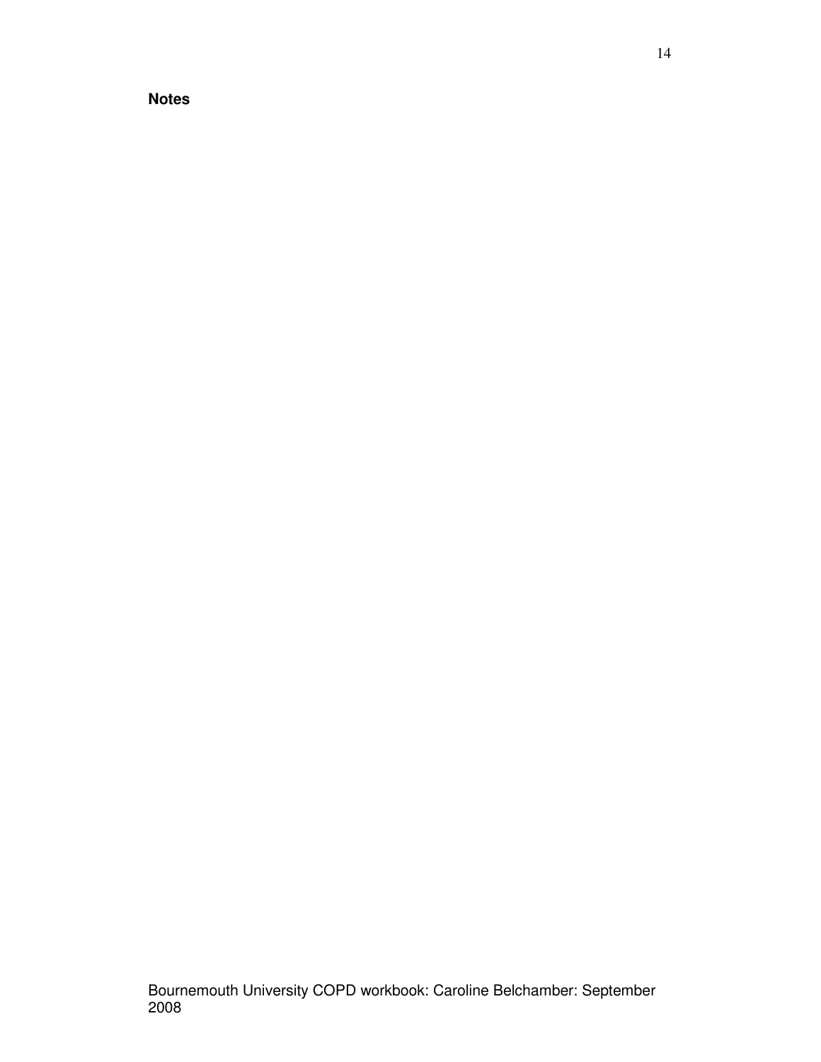**Notes**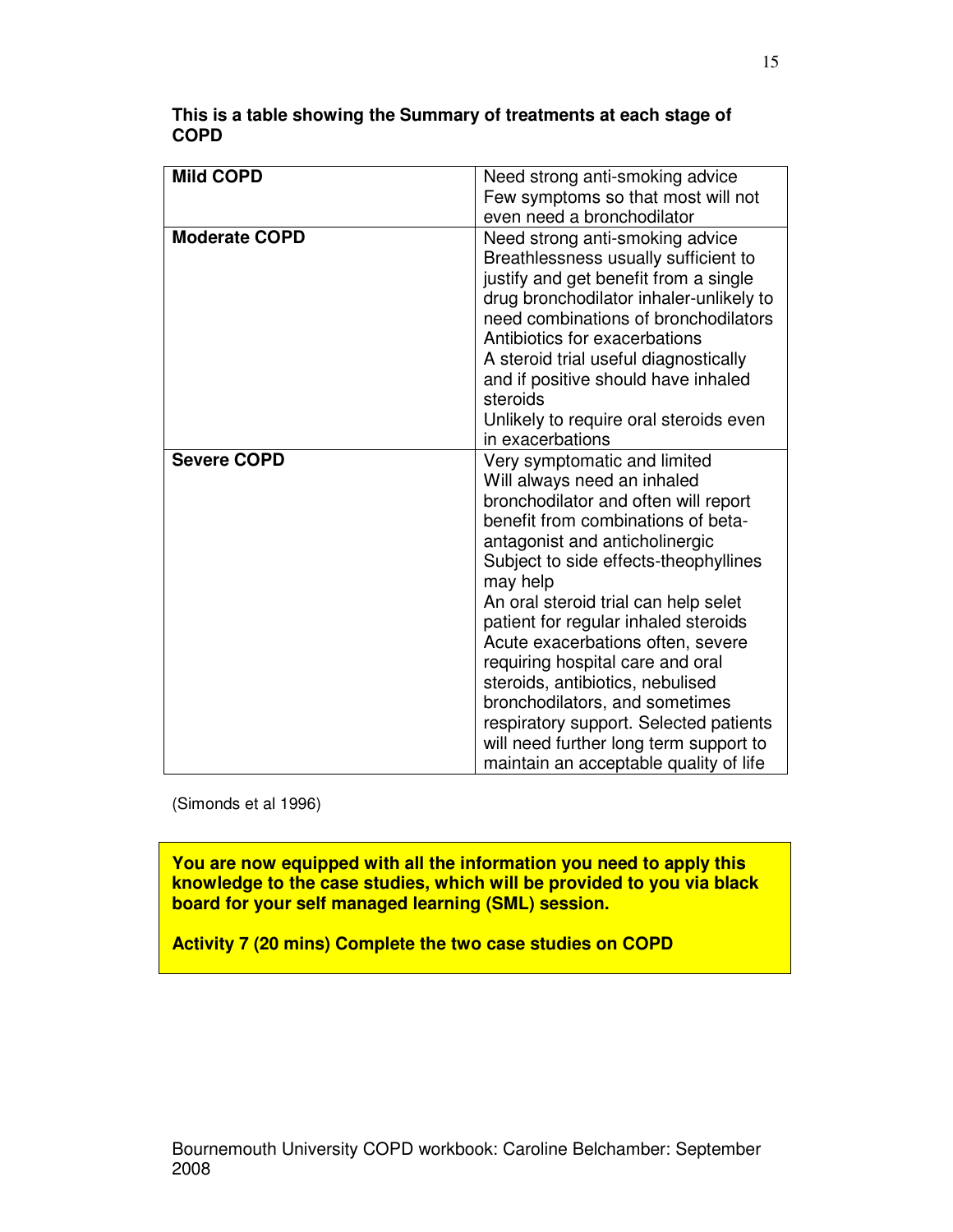**This is a table showing the Summary of treatments at each stage of COPD**

| | |
|---|---|
| **Mild COPD** | Need strong anti-smoking advice<br>Few symptoms so that most will not even need a bronchodilator |
| **Moderate COPD** | Need strong anti-smoking advice<br>Breathlessness usually sufficient to justify and get benefit from a single drug bronchodilator inhaler-unlikely to need combinations of bronchodilators<br>Antibiotics for exacerbations<br>A steroid trial useful diagnostically and if positive should have inhaled steroids<br>Unlikely to require oral steroids even in exacerbations |
| **Severe COPD** | Very symptomatic and limited<br>Will always need an inhaled bronchodilator and often will report benefit from combinations of beta-antagonist and anticholinergic<br>Subject to side effects-theophyllines may help<br>An oral steroid trial can help selet patient for regular inhaled steroids<br>Acute exacerbations often, severe requiring hospital care and oral steroids, antibiotics, nebulised bronchodilators, and sometimes respiratory support. Selected patients will need further long term support to maintain an acceptable quality of life |

(Simonds et al 1996)

**You are now equipped with all the information you need to apply this knowledge to the case studies, which will be provided to you via black board for your self managed learning (SML) session.**

**Activity 7 (20 mins) Complete the two case studies on COPD**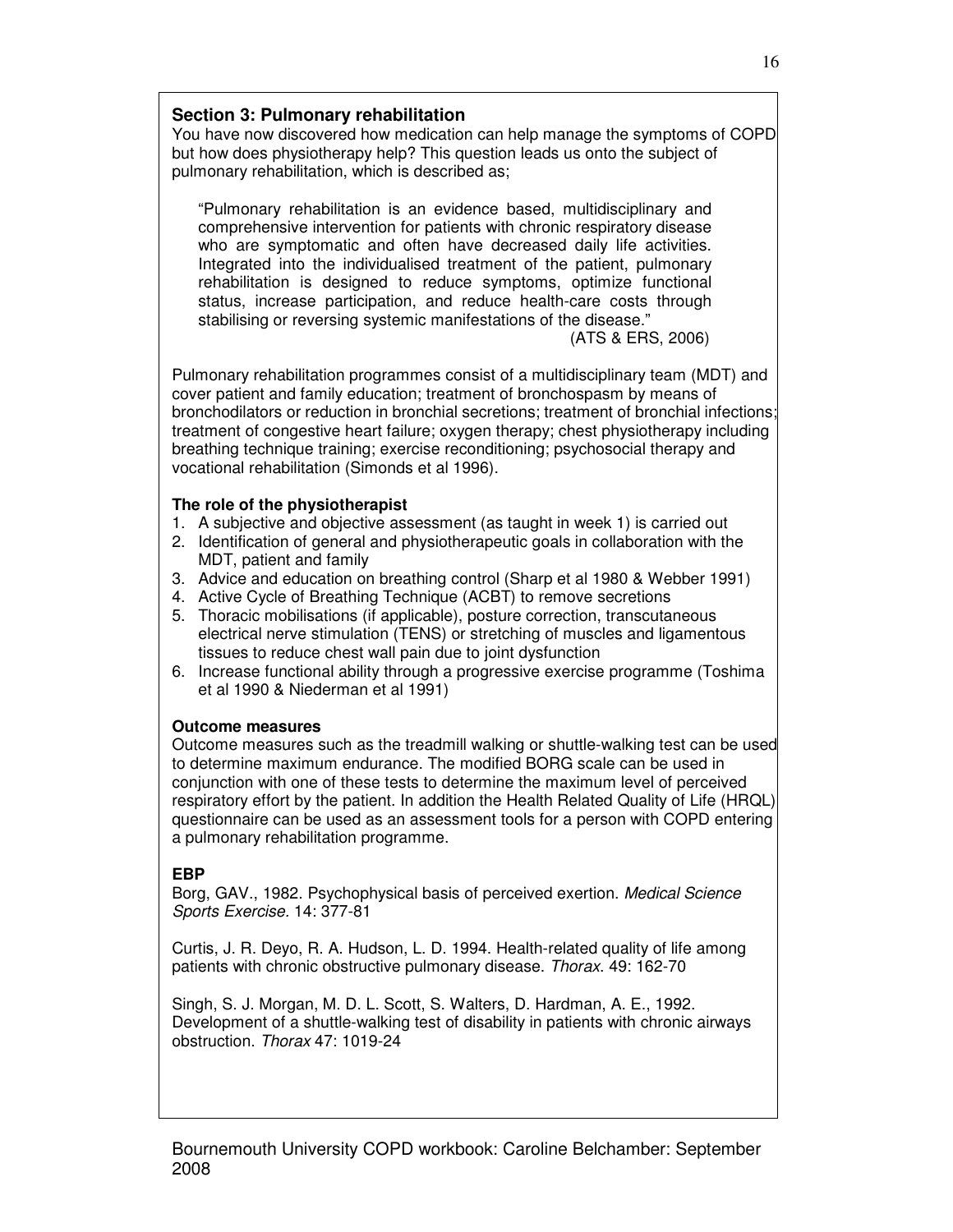## Section 3: Pulmonary rehabilitation

You have now discovered how medication can help manage the symptoms of COPD but how does physiotherapy help? This question leads us onto the subject of pulmonary rehabilitation, which is described as;

> "Pulmonary rehabilitation is an evidence based, multidisciplinary and comprehensive intervention for patients with chronic respiratory disease who are symptomatic and often have decreased daily life activities. Integrated into the individualised treatment of the patient, pulmonary rehabilitation is designed to reduce symptoms, optimize functional status, increase participation, and reduce health-care costs through stabilising or reversing systemic manifestations of the disease."
>
> (ATS & ERS, 2006)

Pulmonary rehabilitation programmes consist of a multidisciplinary team (MDT) and cover patient and family education; treatment of bronchospasm by means of bronchodilators or reduction in bronchial secretions; treatment of bronchial infections; treatment of congestive heart failure; oxygen therapy; chest physiotherapy including breathing technique training; exercise reconditioning; psychosocial therapy and vocational rehabilitation (Simonds et al 1996).

### The role of the physiotherapist

1. A subjective and objective assessment (as taught in week 1) is carried out
2. Identification of general and physiotherapeutic goals in collaboration with the MDT, patient and family
3. Advice and education on breathing control (Sharp et al 1980 & Webber 1991)
4. Active Cycle of Breathing Technique (ACBT) to remove secretions
5. Thoracic mobilisations (if applicable), posture correction, transcutaneous electrical nerve stimulation (TENS) or stretching of muscles and ligamentous tissues to reduce chest wall pain due to joint dysfunction
6. Increase functional ability through a progressive exercise programme (Toshima et al 1990 & Niederman et al 1991)

### Outcome measures

Outcome measures such as the treadmill walking or shuttle-walking test can be used to determine maximum endurance. The modified BORG scale can be used in conjunction with one of these tests to determine the maximum level of perceived respiratory effort by the patient. In addition the Health Related Quality of Life (HRQL) questionnaire can be used as an assessment tools for a person with COPD entering a pulmonary rehabilitation programme.

### EBP

Borg, GAV., 1982. Psychophysical basis of perceived exertion. *Medical Science Sports Exercise*. 14: 377-81

Curtis, J. R. Deyo, R. A. Hudson, L. D. 1994. Health-related quality of life among patients with chronic obstructive pulmonary disease. *Thorax*. 49: 162-70

Singh, S. J. Morgan, M. D. L. Scott, S. Walters, D. Hardman, A. E., 1992. Development of a shuttle-walking test of disability in patients with chronic airways obstruction. *Thorax* 47: 1019-24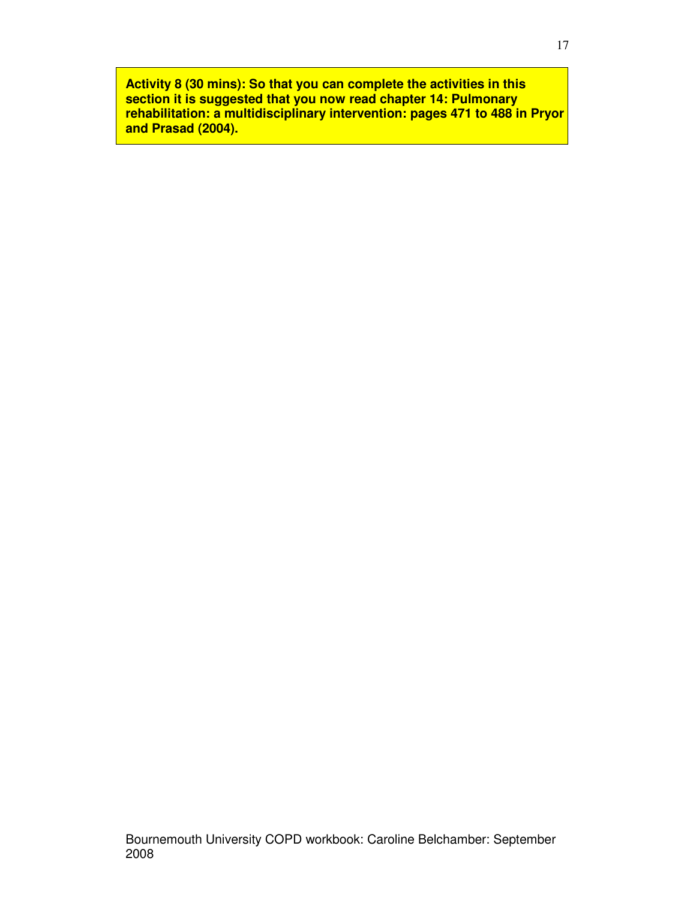**Activity 8 (30 mins): So that you can complete the activities in this section it is suggested that you now read chapter 14: Pulmonary rehabilitation: a multidisciplinary intervention: pages 471 to 488 in Pryor and Prasad (2004).**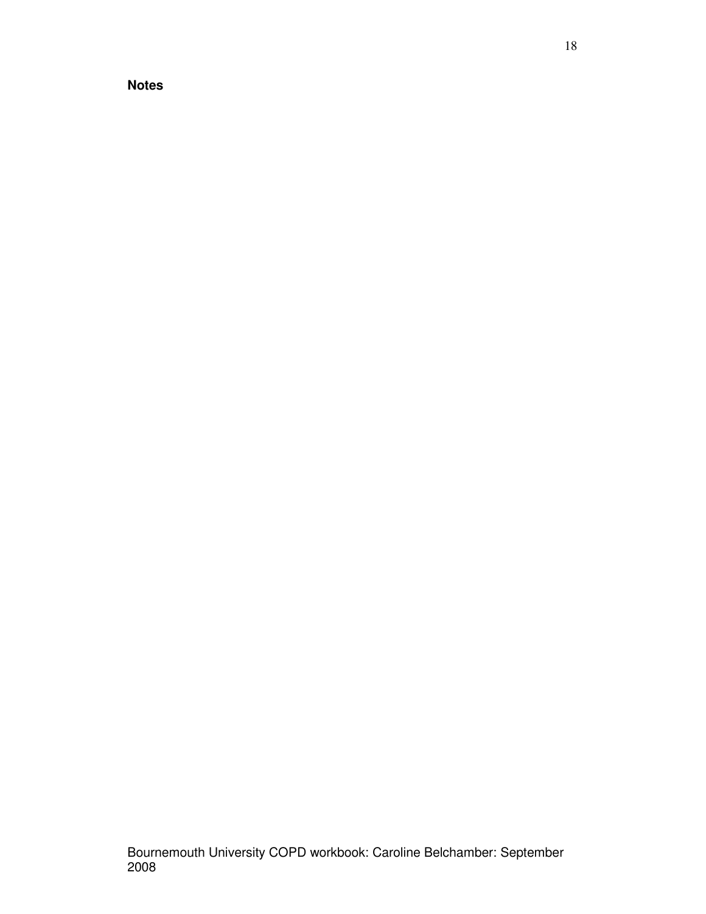**Notes**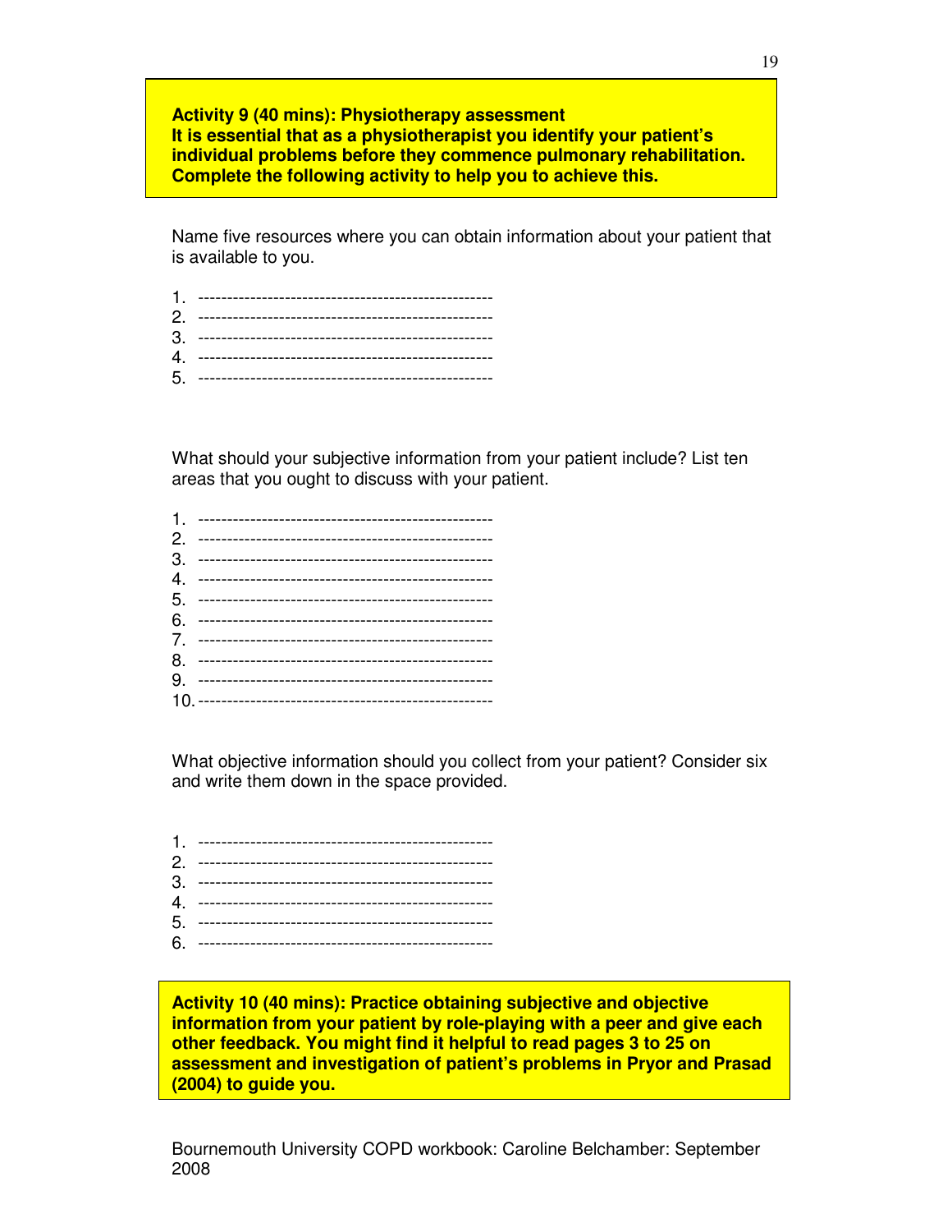**Activity 9 (40 mins): Physiotherapy assessment**
**It is essential that as a physiotherapist you identify your patient's individual problems before they commence pulmonary rehabilitation. Complete the following activity to help you to achieve this.**

Name five resources where you can obtain information about your patient that is available to you.

1. ---------------------------------------------------
2. ---------------------------------------------------
3. ---------------------------------------------------
4. ---------------------------------------------------
5. ---------------------------------------------------

What should your subjective information from your patient include? List ten areas that you ought to discuss with your patient.

1. ---------------------------------------------------
2. ---------------------------------------------------
3. ---------------------------------------------------
4. ---------------------------------------------------
5. ---------------------------------------------------
6. ---------------------------------------------------
7. ---------------------------------------------------
8. ---------------------------------------------------
9. ---------------------------------------------------
10. ---------------------------------------------------

What objective information should you collect from your patient? Consider six and write them down in the space provided.

1. ---------------------------------------------------
2. ---------------------------------------------------
3. ---------------------------------------------------
4. ---------------------------------------------------
5. ---------------------------------------------------
6. ---------------------------------------------------

**Activity 10 (40 mins): Practice obtaining subjective and objective information from your patient by role-playing with a peer and give each other feedback. You might find it helpful to read pages 3 to 25 on assessment and investigation of patient's problems in Pryor and Prasad (2004) to guide you.**

Bournemouth University COPD workbook: Caroline Belchamber: September 2008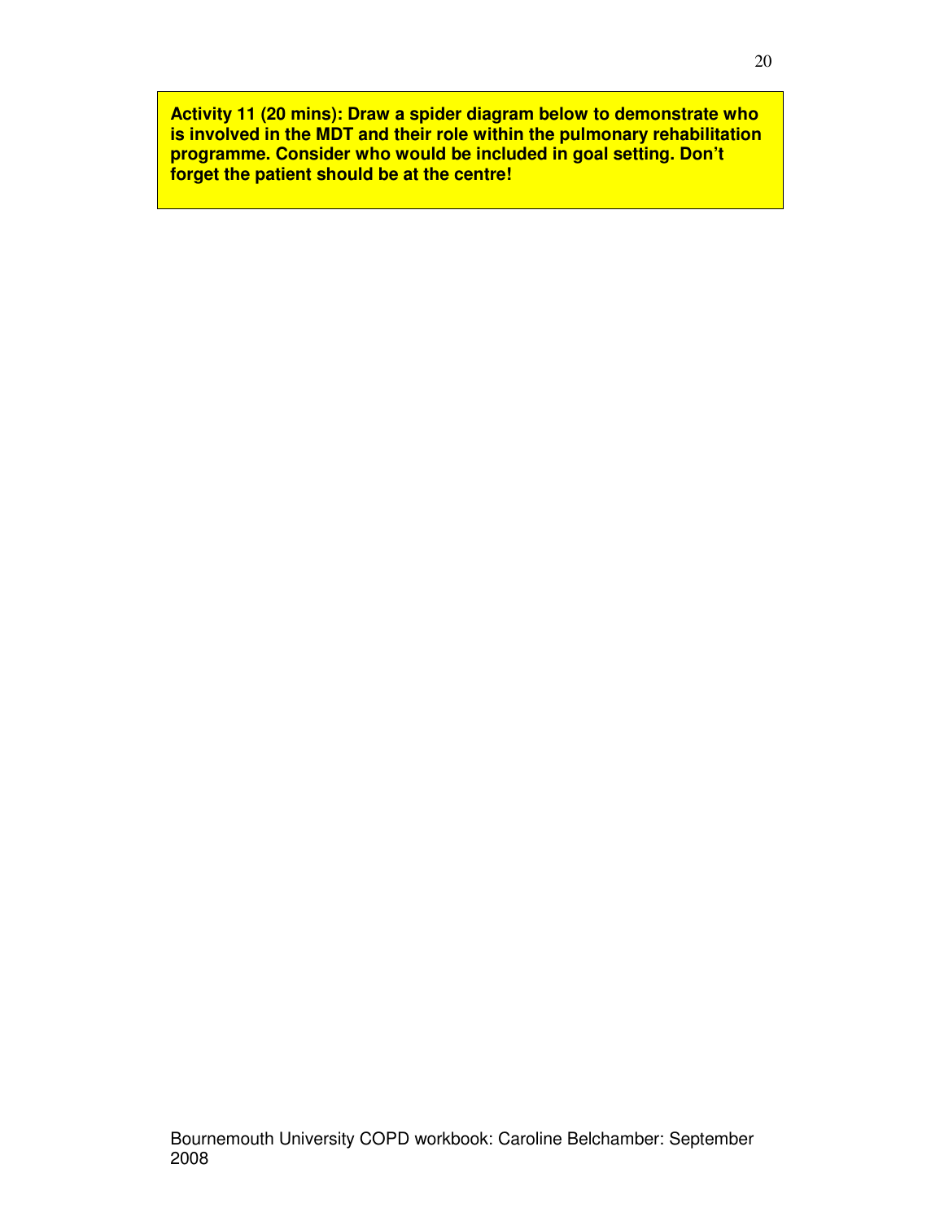**Activity 11 (20 mins): Draw a spider diagram below to demonstrate who is involved in the MDT and their role within the pulmonary rehabilitation programme. Consider who would be included in goal setting. Don't forget the patient should be at the centre!**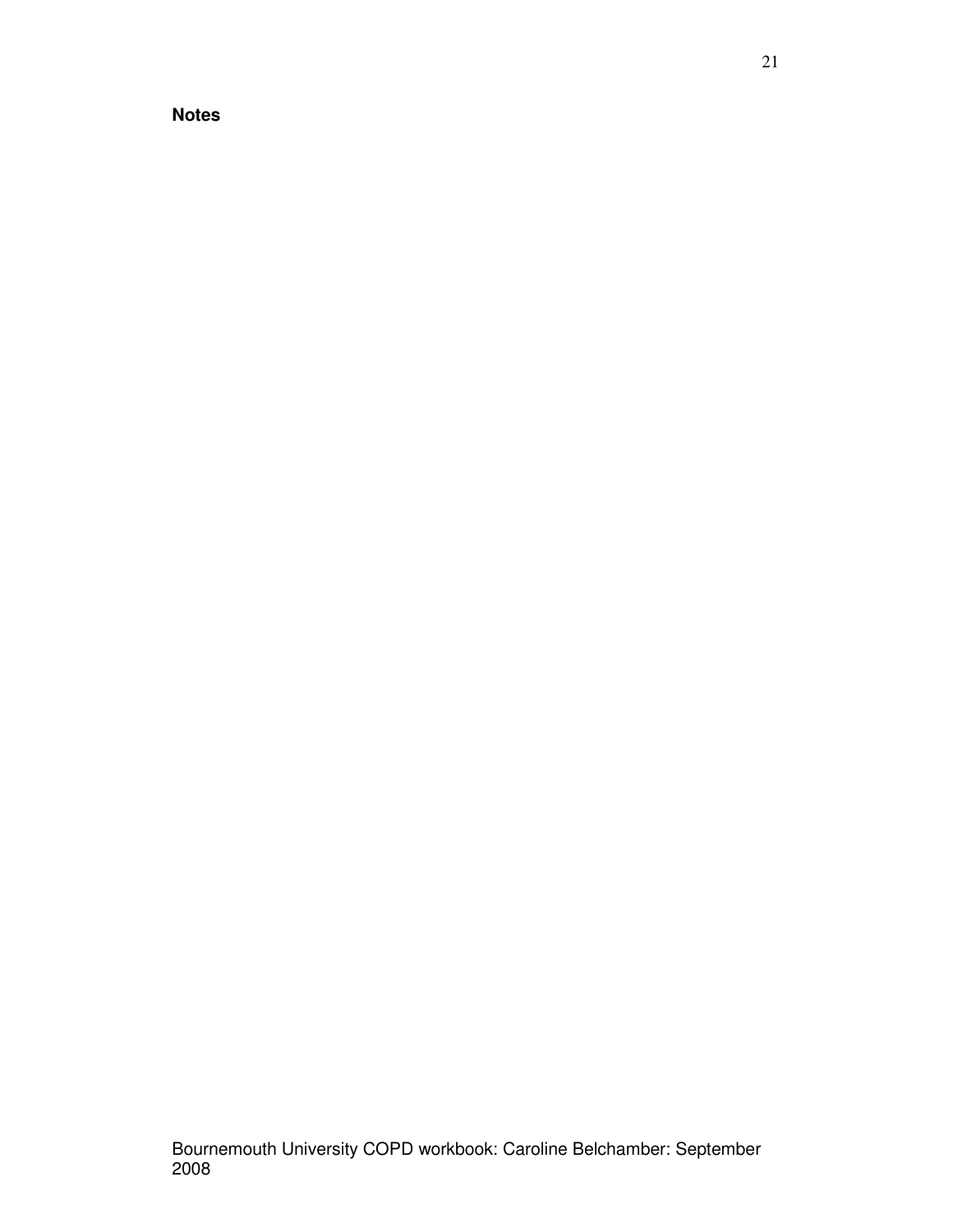**Notes**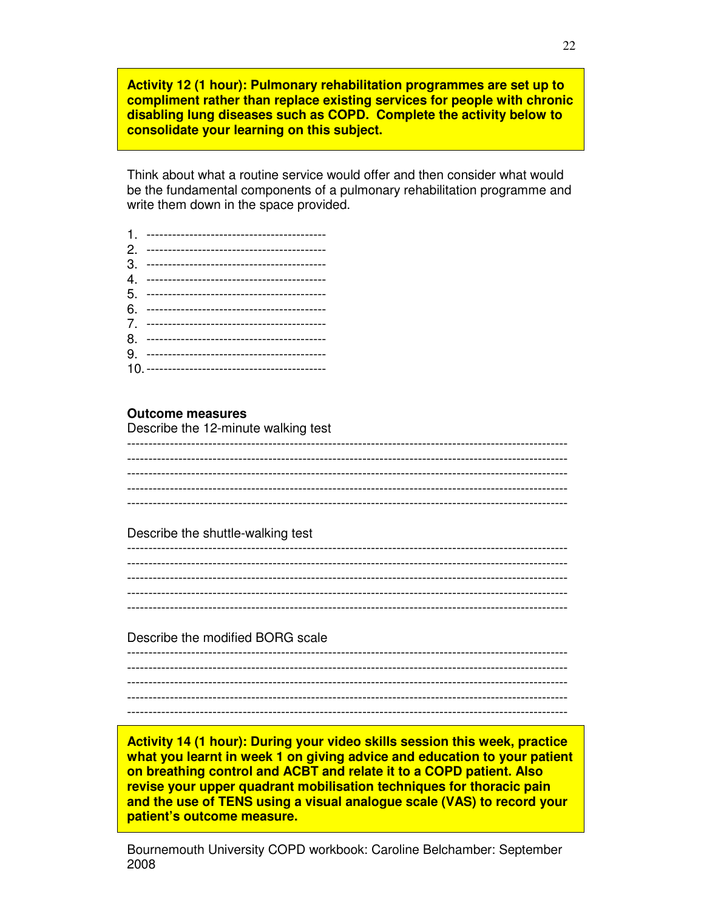**Activity 12 (1 hour): Pulmonary rehabilitation programmes are set up to compliment rather than replace existing services for people with chronic disabling lung diseases such as COPD. Complete the activity below to consolidate your learning on this subject.**

Think about what a routine service would offer and then consider what would be the fundamental components of a pulmonary rehabilitation programme and write them down in the space provided.

1. ------------------------------------------
2. ------------------------------------------
3. ------------------------------------------
4. ------------------------------------------
5. ------------------------------------------
6. ------------------------------------------
7. ------------------------------------------
8. ------------------------------------------
9. ------------------------------------------
10. ------------------------------------------

**Outcome measures**

Describe the 12-minute walking test

------------------------------------------------------------------------------------------------------
------------------------------------------------------------------------------------------------------
------------------------------------------------------------------------------------------------------
------------------------------------------------------------------------------------------------------
------------------------------------------------------------------------------------------------------

Describe the shuttle-walking test

------------------------------------------------------------------------------------------------------
------------------------------------------------------------------------------------------------------
------------------------------------------------------------------------------------------------------
------------------------------------------------------------------------------------------------------
------------------------------------------------------------------------------------------------------

Describe the modified BORG scale

------------------------------------------------------------------------------------------------------
------------------------------------------------------------------------------------------------------
------------------------------------------------------------------------------------------------------
------------------------------------------------------------------------------------------------------
------------------------------------------------------------------------------------------------------

**Activity 14 (1 hour): During your video skills session this week, practice what you learnt in week 1 on giving advice and education to your patient on breathing control and ACBT and relate it to a COPD patient. Also revise your upper quadrant mobilisation techniques for thoracic pain and the use of TENS using a visual analogue scale (VAS) to record your patient's outcome measure.**

Bournemouth University COPD workbook: Caroline Belchamber: September 2008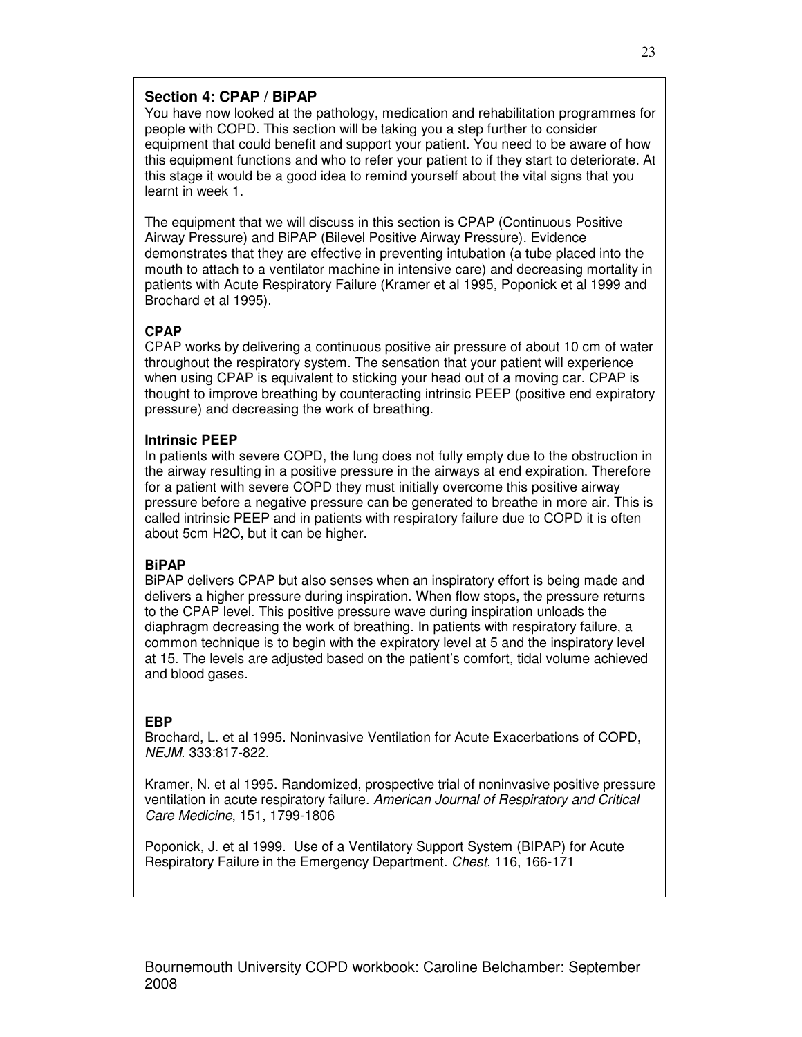## Section 4: CPAP / BiPAP

You have now looked at the pathology, medication and rehabilitation programmes for people with COPD. This section will be taking you a step further to consider equipment that could benefit and support your patient. You need to be aware of how this equipment functions and who to refer your patient to if they start to deteriorate. At this stage it would be a good idea to remind yourself about the vital signs that you learnt in week 1.

The equipment that we will discuss in this section is CPAP (Continuous Positive Airway Pressure) and BiPAP (Bilevel Positive Airway Pressure). Evidence demonstrates that they are effective in preventing intubation (a tube placed into the mouth to attach to a ventilator machine in intensive care) and decreasing mortality in patients with Acute Respiratory Failure (Kramer et al 1995, Poponick et al 1999 and Brochard et al 1995).

### CPAP

CPAP works by delivering a continuous positive air pressure of about 10 cm of water throughout the respiratory system. The sensation that your patient will experience when using CPAP is equivalent to sticking your head out of a moving car. CPAP is thought to improve breathing by counteracting intrinsic PEEP (positive end expiratory pressure) and decreasing the work of breathing.

### Intrinsic PEEP

In patients with severe COPD, the lung does not fully empty due to the obstruction in the airway resulting in a positive pressure in the airways at end expiration. Therefore for a patient with severe COPD they must initially overcome this positive airway pressure before a negative pressure can be generated to breathe in more air. This is called intrinsic PEEP and in patients with respiratory failure due to COPD it is often about 5cm $H_2O$, but it can be higher.

### BiPAP

BiPAP delivers CPAP but also senses when an inspiratory effort is being made and delivers a higher pressure during inspiration. When flow stops, the pressure returns to the CPAP level. This positive pressure wave during inspiration unloads the diaphragm decreasing the work of breathing. In patients with respiratory failure, a common technique is to begin with the expiratory level at 5 and the inspiratory level at 15. The levels are adjusted based on the patient's comfort, tidal volume achieved and blood gases.

### EBP

Brochard, L. et al 1995. Noninvasive Ventilation for Acute Exacerbations of COPD, *NEJM*. 333:817-822.

Kramer, N. et al 1995. Randomized, prospective trial of noninvasive positive pressure ventilation in acute respiratory failure. *American Journal of Respiratory and Critical Care Medicine*, 151, 1799-1806

Poponick, J. et al 1999. Use of a Ventilatory Support System (BIPAP) for Acute Respiratory Failure in the Emergency Department. *Chest*, 116, 166-171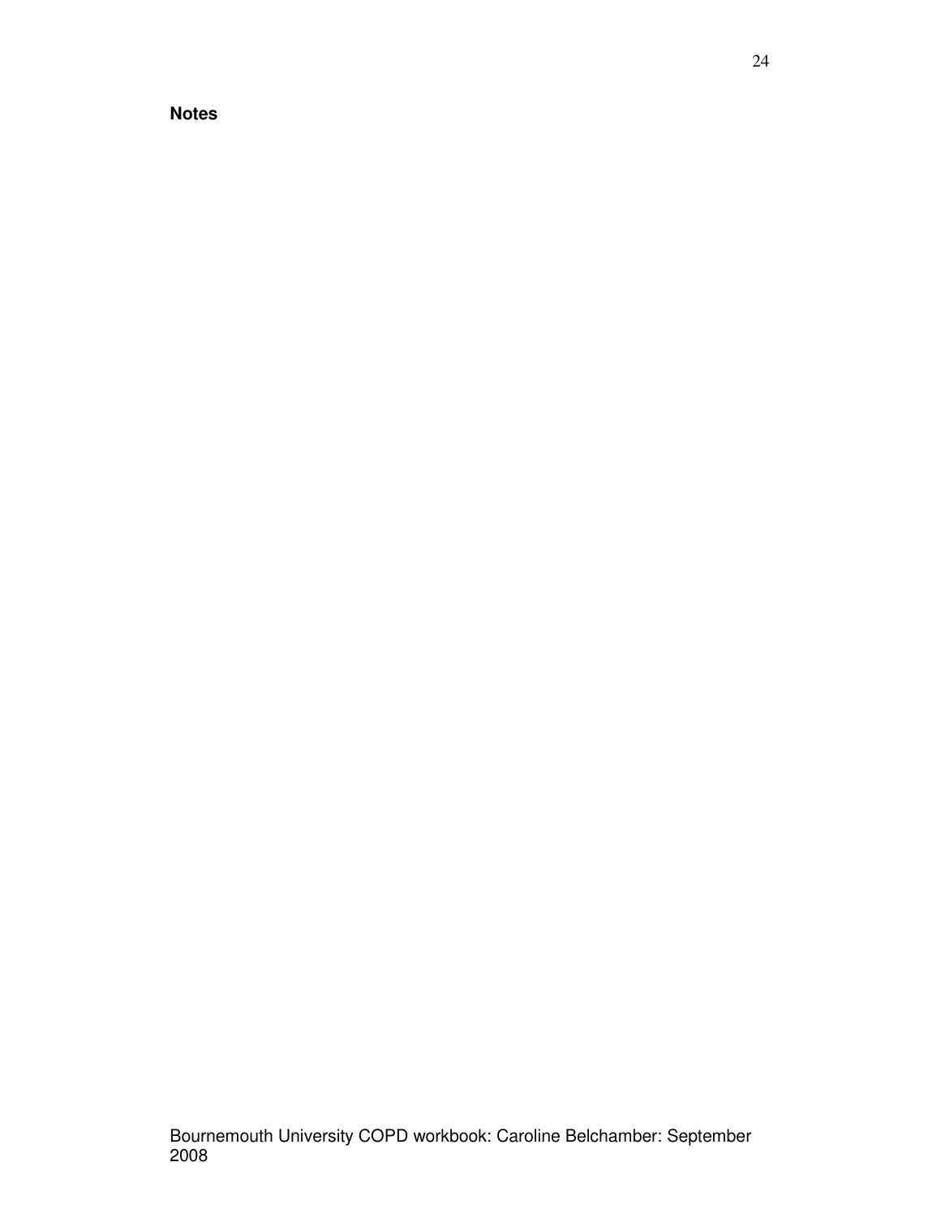**Notes**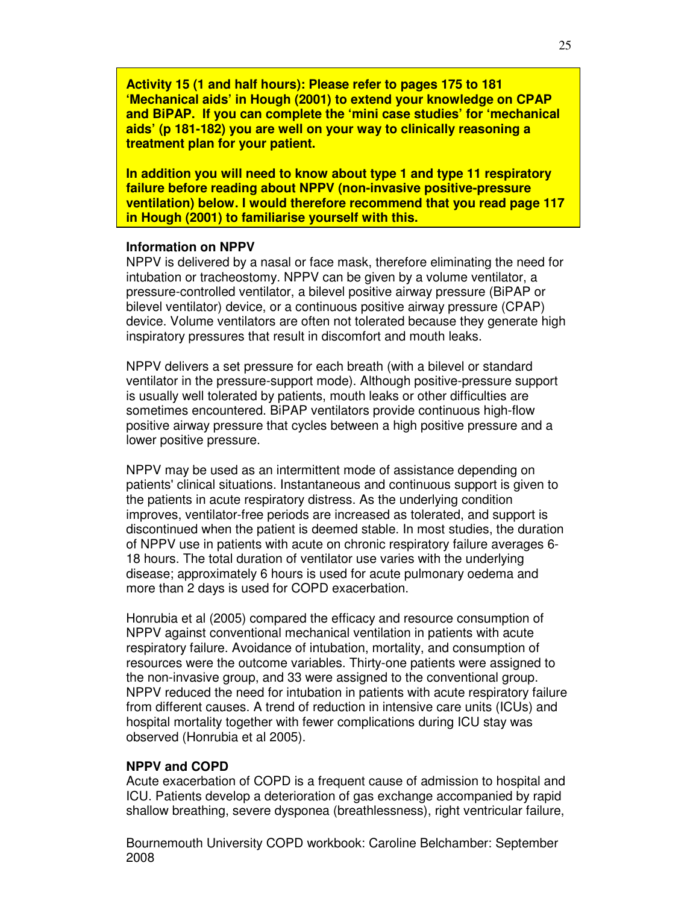**Activity 15 (1 and half hours): Please refer to pages 175 to 181 'Mechanical aids' in Hough (2001) to extend your knowledge on CPAP and BiPAP. If you can complete the 'mini case studies' for 'mechanical aids' (p 181-182) you are well on your way to clinically reasoning a treatment plan for your patient.**

**In addition you will need to know about type 1 and type 11 respiratory failure before reading about NPPV (non-invasive positive-pressure ventilation) below. I would therefore recommend that you read page 117 in Hough (2001) to familiarise yourself with this.**

### Information on NPPV

NPPV is delivered by a nasal or face mask, therefore eliminating the need for intubation or tracheostomy. NPPV can be given by a volume ventilator, a pressure-controlled ventilator, a bilevel positive airway pressure (BiPAP or bilevel ventilator) device, or a continuous positive airway pressure (CPAP) device. Volume ventilators are often not tolerated because they generate high inspiratory pressures that result in discomfort and mouth leaks.

NPPV delivers a set pressure for each breath (with a bilevel or standard ventilator in the pressure-support mode). Although positive-pressure support is usually well tolerated by patients, mouth leaks or other difficulties are sometimes encountered. BiPAP ventilators provide continuous high-flow positive airway pressure that cycles between a high positive pressure and a lower positive pressure.

NPPV may be used as an intermittent mode of assistance depending on patients' clinical situations. Instantaneous and continuous support is given to the patients in acute respiratory distress. As the underlying condition improves, ventilator-free periods are increased as tolerated, and support is discontinued when the patient is deemed stable. In most studies, the duration of NPPV use in patients with acute on chronic respiratory failure averages 6-18 hours. The total duration of ventilator use varies with the underlying disease; approximately 6 hours is used for acute pulmonary oedema and more than 2 days is used for COPD exacerbation.

Honrubia et al (2005) compared the efficacy and resource consumption of NPPV against conventional mechanical ventilation in patients with acute respiratory failure. Avoidance of intubation, mortality, and consumption of resources were the outcome variables. Thirty-one patients were assigned to the non-invasive group, and 33 were assigned to the conventional group. NPPV reduced the need for intubation in patients with acute respiratory failure from different causes. A trend of reduction in intensive care units (ICUs) and hospital mortality together with fewer complications during ICU stay was observed (Honrubia et al 2005).

### NPPV and COPD

Acute exacerbation of COPD is a frequent cause of admission to hospital and ICU. Patients develop a deterioration of gas exchange accompanied by rapid shallow breathing, severe dysponea (breathlessness), right ventricular failure,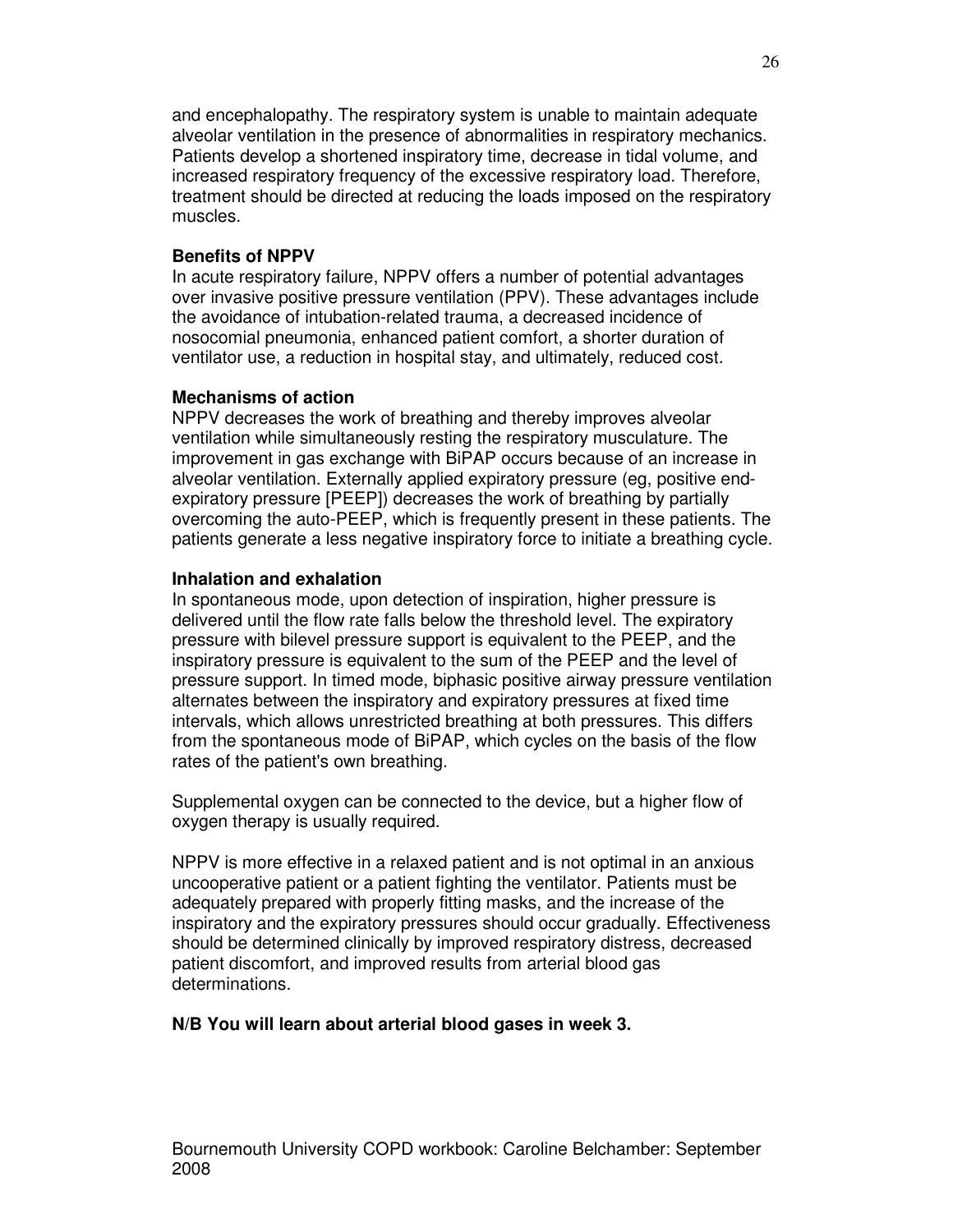and encephalopathy. The respiratory system is unable to maintain adequate alveolar ventilation in the presence of abnormalities in respiratory mechanics. Patients develop a shortened inspiratory time, decrease in tidal volume, and increased respiratory frequency of the excessive respiratory load. Therefore, treatment should be directed at reducing the loads imposed on the respiratory muscles.

**Benefits of NPPV**

In acute respiratory failure, NPPV offers a number of potential advantages over invasive positive pressure ventilation (PPV). These advantages include the avoidance of intubation-related trauma, a decreased incidence of nosocomial pneumonia, enhanced patient comfort, a shorter duration of ventilator use, a reduction in hospital stay, and ultimately, reduced cost.

**Mechanisms of action**

NPPV decreases the work of breathing and thereby improves alveolar ventilation while simultaneously resting the respiratory musculature. The improvement in gas exchange with BiPAP occurs because of an increase in alveolar ventilation. Externally applied expiratory pressure (eg, positive end-expiratory pressure [PEEP]) decreases the work of breathing by partially overcoming the auto-PEEP, which is frequently present in these patients. The patients generate a less negative inspiratory force to initiate a breathing cycle.

**Inhalation and exhalation**

In spontaneous mode, upon detection of inspiration, higher pressure is delivered until the flow rate falls below the threshold level. The expiratory pressure with bilevel pressure support is equivalent to the PEEP, and the inspiratory pressure is equivalent to the sum of the PEEP and the level of pressure support. In timed mode, biphasic positive airway pressure ventilation alternates between the inspiratory and expiratory pressures at fixed time intervals, which allows unrestricted breathing at both pressures. This differs from the spontaneous mode of BiPAP, which cycles on the basis of the flow rates of the patient's own breathing.

Supplemental oxygen can be connected to the device, but a higher flow of oxygen therapy is usually required.

NPPV is more effective in a relaxed patient and is not optimal in an anxious uncooperative patient or a patient fighting the ventilator. Patients must be adequately prepared with properly fitting masks, and the increase of the inspiratory and the expiratory pressures should occur gradually. Effectiveness should be determined clinically by improved respiratory distress, decreased patient discomfort, and improved results from arterial blood gas determinations.

**N/B You will learn about arterial blood gases in week 3.**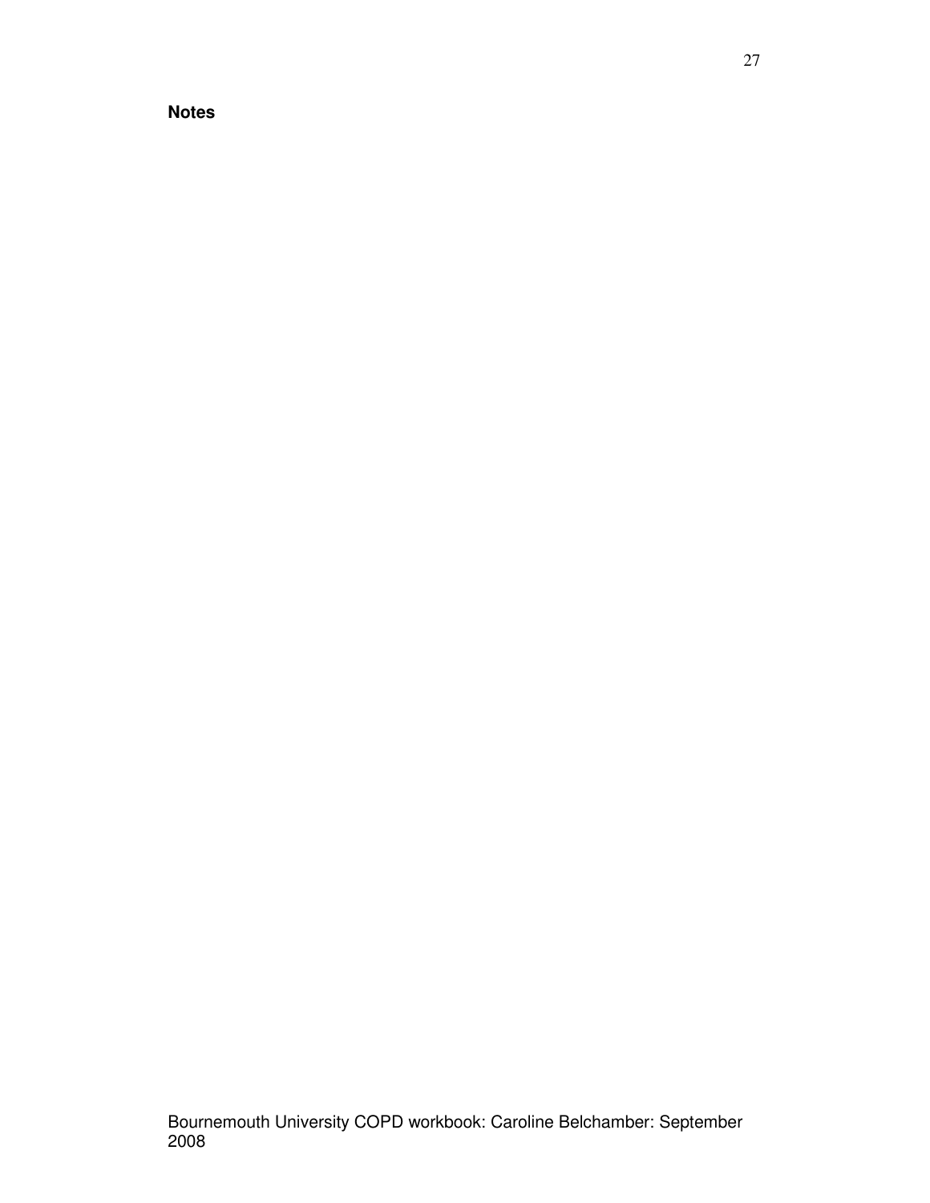**Notes**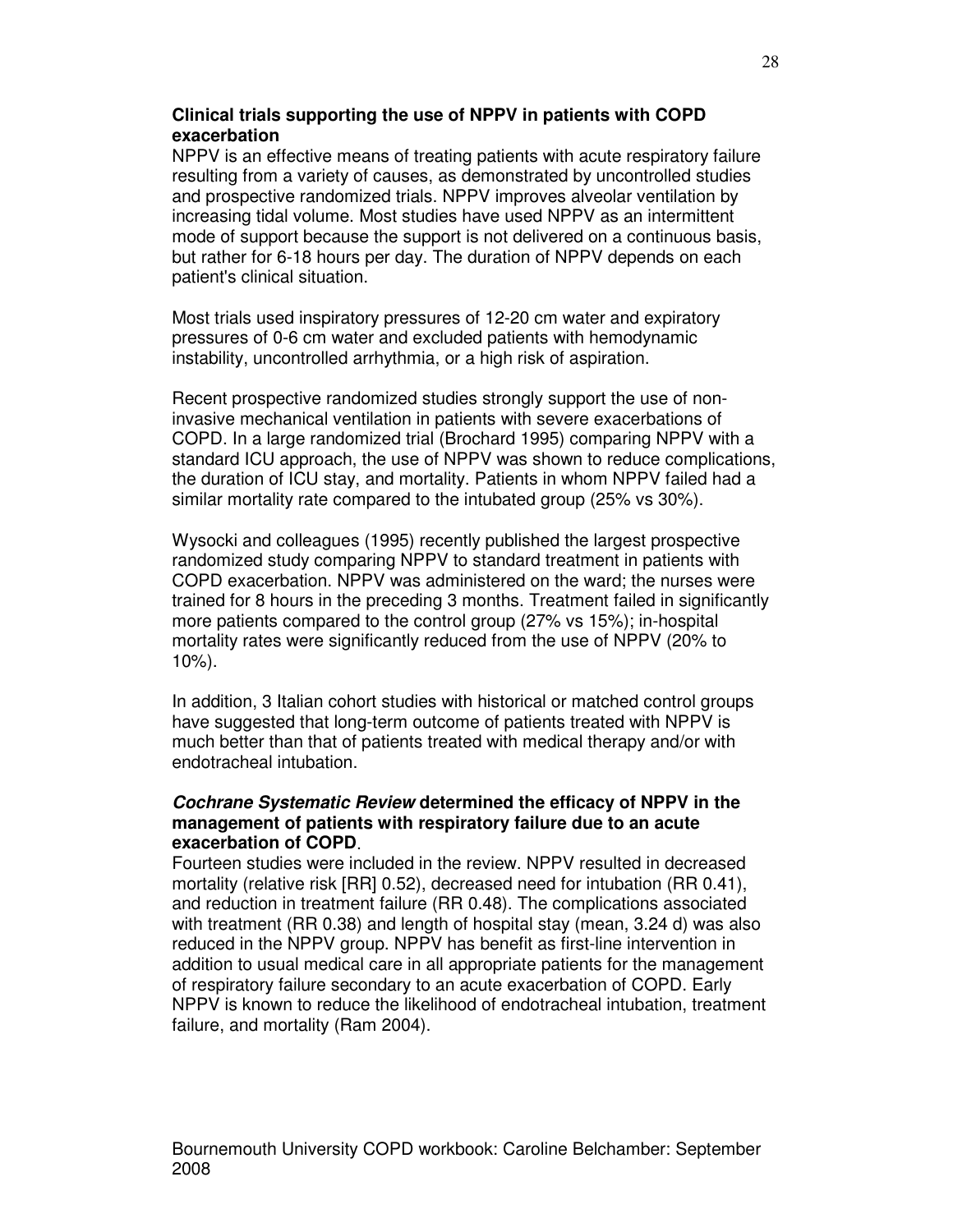**Clinical trials supporting the use of NPPV in patients with COPD exacerbation**

NPPV is an effective means of treating patients with acute respiratory failure resulting from a variety of causes, as demonstrated by uncontrolled studies and prospective randomized trials. NPPV improves alveolar ventilation by increasing tidal volume. Most studies have used NPPV as an intermittent mode of support because the support is not delivered on a continuous basis, but rather for 6-18 hours per day. The duration of NPPV depends on each patient's clinical situation.

Most trials used inspiratory pressures of 12-20 cm water and expiratory pressures of 0-6 cm water and excluded patients with hemodynamic instability, uncontrolled arrhythmia, or a high risk of aspiration.

Recent prospective randomized studies strongly support the use of non-invasive mechanical ventilation in patients with severe exacerbations of COPD. In a large randomized trial (Brochard 1995) comparing NPPV with a standard ICU approach, the use of NPPV was shown to reduce complications, the duration of ICU stay, and mortality. Patients in whom NPPV failed had a similar mortality rate compared to the intubated group (25% vs 30%).

Wysocki and colleagues (1995) recently published the largest prospective randomized study comparing NPPV to standard treatment in patients with COPD exacerbation. NPPV was administered on the ward; the nurses were trained for 8 hours in the preceding 3 months. Treatment failed in significantly more patients compared to the control group (27% vs 15%); in-hospital mortality rates were significantly reduced from the use of NPPV (20% to 10%).

In addition, 3 Italian cohort studies with historical or matched control groups have suggested that long-term outcome of patients treated with NPPV is much better than that of patients treated with medical therapy and/or with endotracheal intubation.

***Cochrane Systematic Review*** **determined the efficacy of NPPV in the management of patients with respiratory failure due to an acute exacerbation of COPD**.

Fourteen studies were included in the review. NPPV resulted in decreased mortality (relative risk [RR] 0.52), decreased need for intubation (RR 0.41), and reduction in treatment failure (RR 0.48). The complications associated with treatment (RR 0.38) and length of hospital stay (mean, 3.24 d) was also reduced in the NPPV group. NPPV has benefit as first-line intervention in addition to usual medical care in all appropriate patients for the management of respiratory failure secondary to an acute exacerbation of COPD. Early NPPV is known to reduce the likelihood of endotracheal intubation, treatment failure, and mortality (Ram 2004).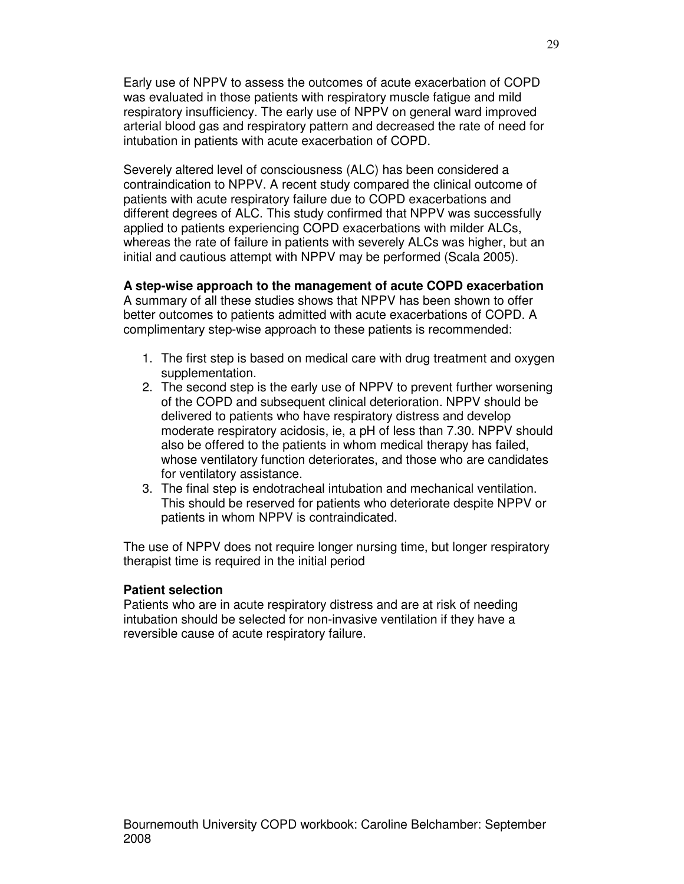Early use of NPPV to assess the outcomes of acute exacerbation of COPD was evaluated in those patients with respiratory muscle fatigue and mild respiratory insufficiency. The early use of NPPV on general ward improved arterial blood gas and respiratory pattern and decreased the rate of need for intubation in patients with acute exacerbation of COPD.

Severely altered level of consciousness (ALC) has been considered a contraindication to NPPV. A recent study compared the clinical outcome of patients with acute respiratory failure due to COPD exacerbations and different degrees of ALC. This study confirmed that NPPV was successfully applied to patients experiencing COPD exacerbations with milder ALCs, whereas the rate of failure in patients with severely ALCs was higher, but an initial and cautious attempt with NPPV may be performed (Scala 2005).

**A step-wise approach to the management of acute COPD exacerbation**
A summary of all these studies shows that NPPV has been shown to offer better outcomes to patients admitted with acute exacerbations of COPD. A complimentary step-wise approach to these patients is recommended:

1. The first step is based on medical care with drug treatment and oxygen supplementation.
2. The second step is the early use of NPPV to prevent further worsening of the COPD and subsequent clinical deterioration. NPPV should be delivered to patients who have respiratory distress and develop moderate respiratory acidosis, ie, a pH of less than 7.30. NPPV should also be offered to the patients in whom medical therapy has failed, whose ventilatory function deteriorates, and those who are candidates for ventilatory assistance.
3. The final step is endotracheal intubation and mechanical ventilation. This should be reserved for patients who deteriorate despite NPPV or patients in whom NPPV is contraindicated.

The use of NPPV does not require longer nursing time, but longer respiratory therapist time is required in the initial period

**Patient selection**
Patients who are in acute respiratory distress and are at risk of needing intubation should be selected for non-invasive ventilation if they have a reversible cause of acute respiratory failure.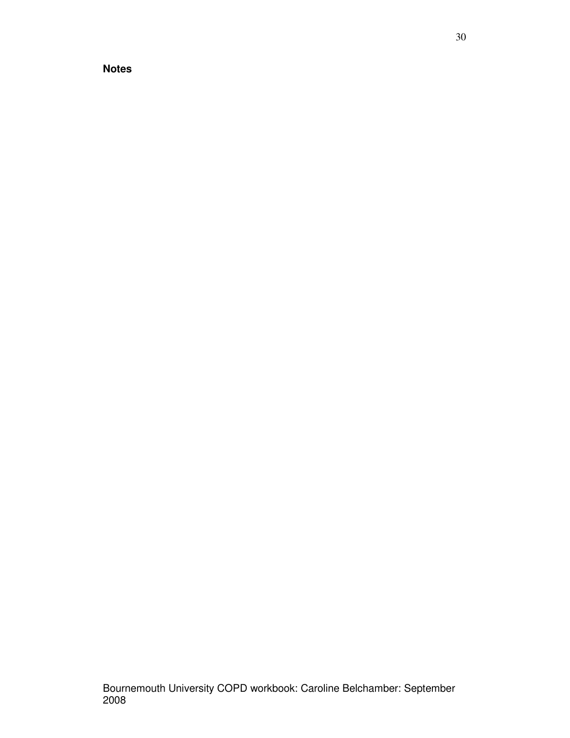**Notes**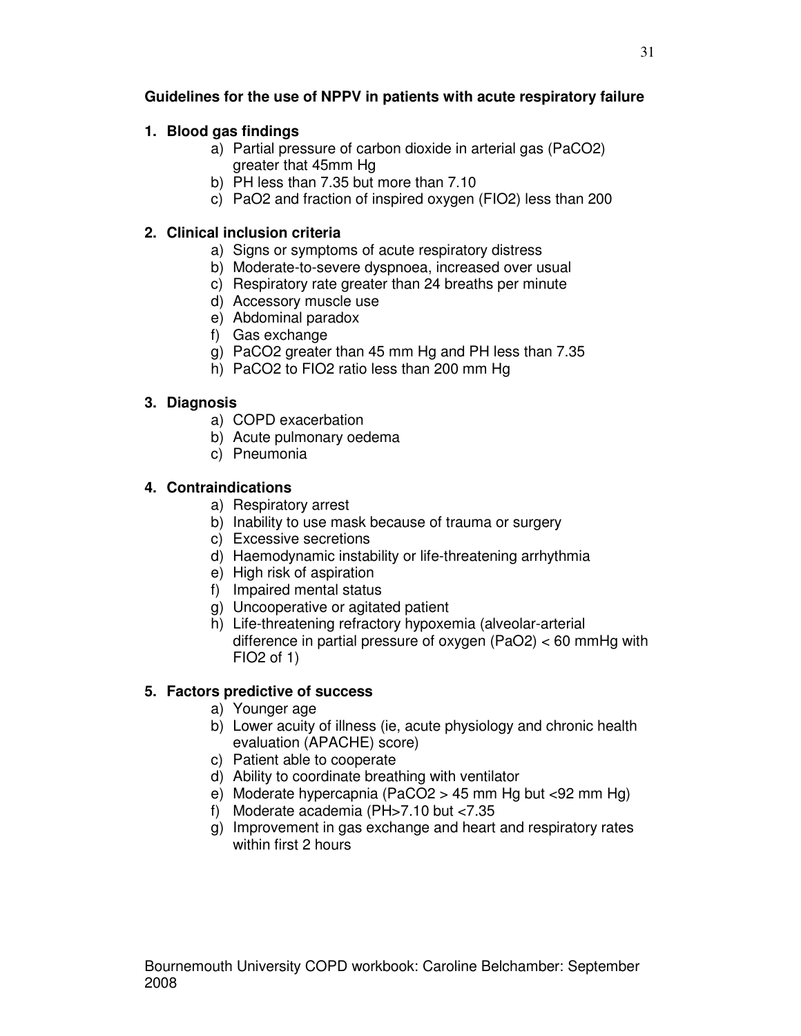**Guidelines for the use of NPPV in patients with acute respiratory failure**

1. **Blood gas findings**
   a) Partial pressure of carbon dioxide in arterial gas (PaCO2) greater that 45mm Hg
   b) PH less than 7.35 but more than 7.10
   c) PaO2 and fraction of inspired oxygen (FIO2) less than 200

2. **Clinical inclusion criteria**
   a) Signs or symptoms of acute respiratory distress
   b) Moderate-to-severe dyspnoea, increased over usual
   c) Respiratory rate greater than 24 breaths per minute
   d) Accessory muscle use
   e) Abdominal paradox
   f) Gas exchange
   g) PaCO2 greater than 45 mm Hg and PH less than 7.35
   h) PaCO2 to FIO2 ratio less than 200 mm Hg

3. **Diagnosis**
   a) COPD exacerbation
   b) Acute pulmonary oedema
   c) Pneumonia

4. **Contraindications**
   a) Respiratory arrest
   b) Inability to use mask because of trauma or surgery
   c) Excessive secretions
   d) Haemodynamic instability or life-threatening arrhythmia
   e) High risk of aspiration
   f) Impaired mental status
   g) Uncooperative or agitated patient
   h) Life-threatening refractory hypoxemia (alveolar-arterial difference in partial pressure of oxygen (PaO2) < 60 mmHg with FIO2 of 1)

5. **Factors predictive of success**
   a) Younger age
   b) Lower acuity of illness (ie, acute physiology and chronic health evaluation (APACHE) score)
   c) Patient able to cooperate
   d) Ability to coordinate breathing with ventilator
   e) Moderate hypercapnia (PaCO2 > 45 mm Hg but <92 mm Hg)
   f) Moderate academia (PH>7.10 but <7.35
   g) Improvement in gas exchange and heart and respiratory rates within first 2 hours

Bournemouth University COPD workbook: Caroline Belchamber: September 2008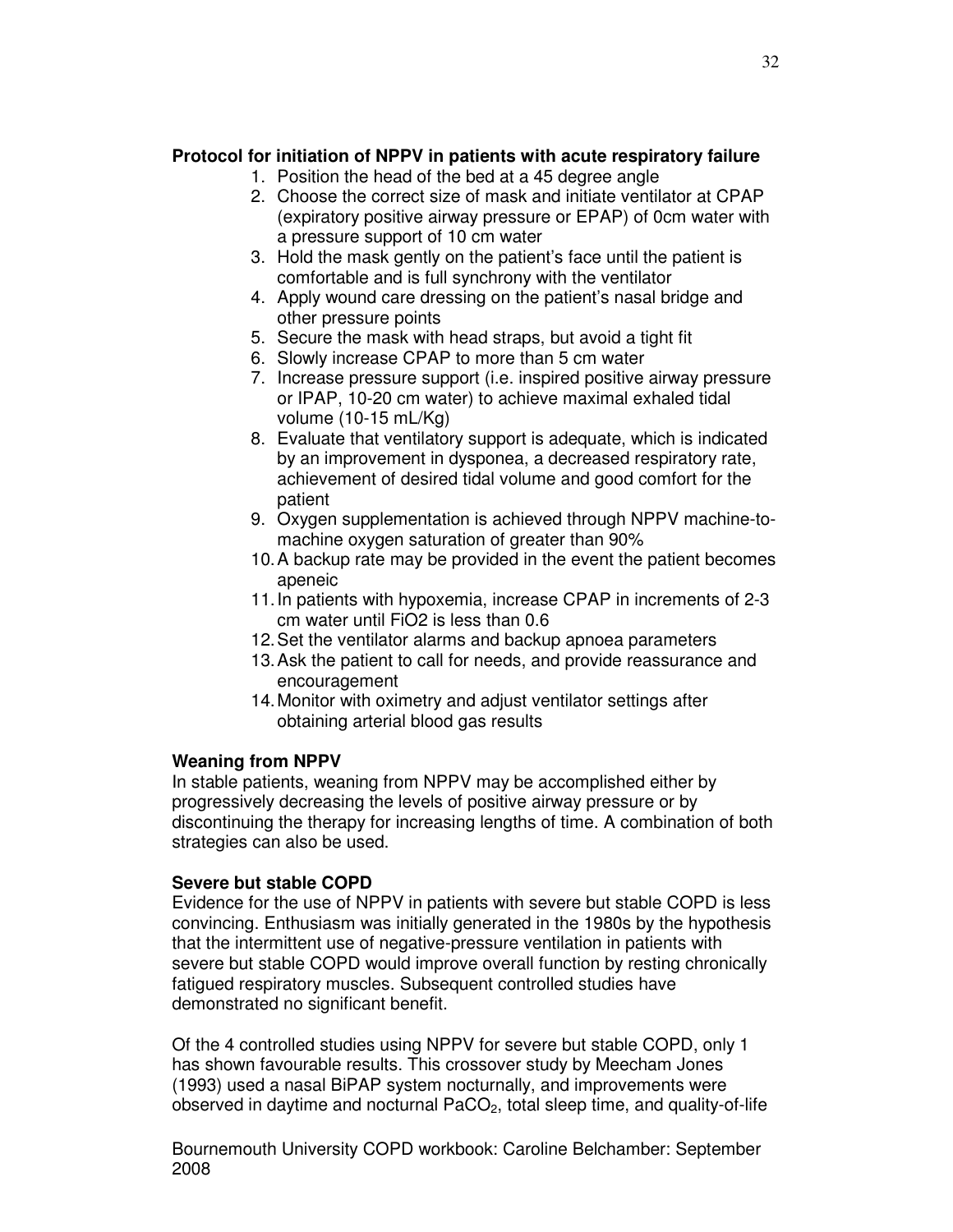**Protocol for initiation of NPPV in patients with acute respiratory failure**

1. Position the head of the bed at a 45 degree angle
2. Choose the correct size of mask and initiate ventilator at CPAP (expiratory positive airway pressure or EPAP) of 0cm water with a pressure support of 10 cm water
3. Hold the mask gently on the patient's face until the patient is comfortable and is full synchrony with the ventilator
4. Apply wound care dressing on the patient's nasal bridge and other pressure points
5. Secure the mask with head straps, but avoid a tight fit
6. Slowly increase CPAP to more than 5 cm water
7. Increase pressure support (i.e. inspired positive airway pressure or IPAP, 10-20 cm water) to achieve maximal exhaled tidal volume (10-15 mL/Kg)
8. Evaluate that ventilatory support is adequate, which is indicated by an improvement in dysponea, a decreased respiratory rate, achievement of desired tidal volume and good comfort for the patient
9. Oxygen supplementation is achieved through NPPV machine-to-machine oxygen saturation of greater than 90%
10. A backup rate may be provided in the event the patient becomes apeneic
11. In patients with hypoxemia, increase CPAP in increments of 2-3 cm water until FiO2 is less than 0.6
12. Set the ventilator alarms and backup apnoea parameters
13. Ask the patient to call for needs, and provide reassurance and encouragement
14. Monitor with oximetry and adjust ventilator settings after obtaining arterial blood gas results

**Weaning from NPPV**

In stable patients, weaning from NPPV may be accomplished either by progressively decreasing the levels of positive airway pressure or by discontinuing the therapy for increasing lengths of time. A combination of both strategies can also be used.

**Severe but stable COPD**

Evidence for the use of NPPV in patients with severe but stable COPD is less convincing. Enthusiasm was initially generated in the 1980s by the hypothesis that the intermittent use of negative-pressure ventilation in patients with severe but stable COPD would improve overall function by resting chronically fatigued respiratory muscles. Subsequent controlled studies have demonstrated no significant benefit.

Of the 4 controlled studies using NPPV for severe but stable COPD, only 1 has shown favourable results. This crossover study by Meecham Jones (1993) used a nasal BiPAP system nocturnally, and improvements were observed in daytime and nocturnal $PaCO_2$, total sleep time, and quality-of-life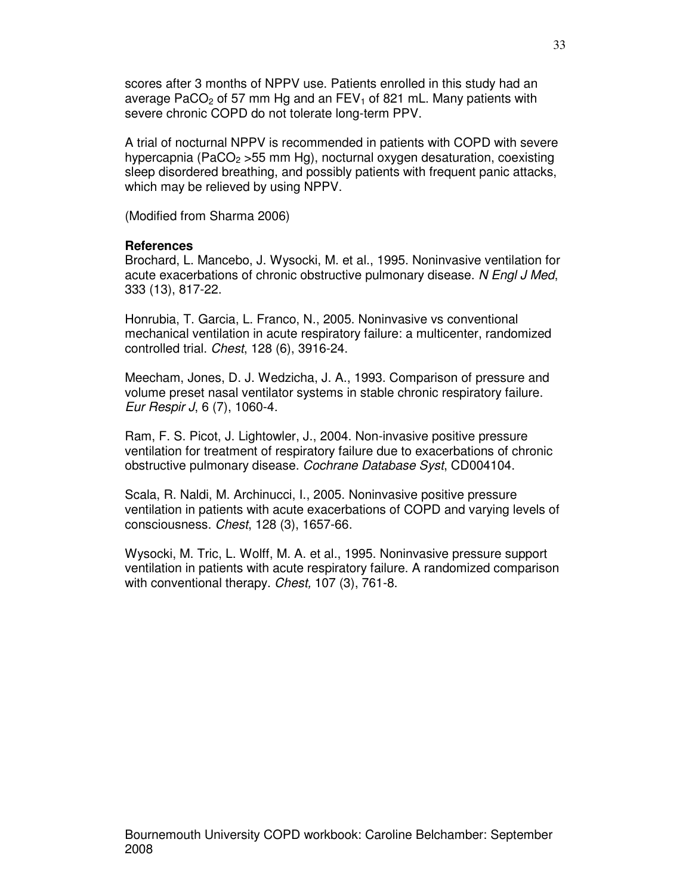scores after 3 months of NPPV use. Patients enrolled in this study had an average $PaCO_2$ of 57 mm Hg and an $FEV_1$ of 821 mL. Many patients with severe chronic COPD do not tolerate long-term PPV.

A trial of nocturnal NPPV is recommended in patients with COPD with severe hypercapnia ($PaCO_2$ >55 mm Hg), nocturnal oxygen desaturation, coexisting sleep disordered breathing, and possibly patients with frequent panic attacks, which may be relieved by using NPPV.

(Modified from Sharma 2006)

**References**

Brochard, L. Mancebo, J. Wysocki, M. et al., 1995. Noninvasive ventilation for acute exacerbations of chronic obstructive pulmonary disease. *N Engl J Med*, 333 (13), 817-22.

Honrubia, T. Garcia, L. Franco, N., 2005. Noninvasive vs conventional mechanical ventilation in acute respiratory failure: a multicenter, randomized controlled trial. *Chest*, 128 (6), 3916-24.

Meecham, Jones, D. J. Wedzicha, J. A., 1993. Comparison of pressure and volume preset nasal ventilator systems in stable chronic respiratory failure. *Eur Respir J*, 6 (7), 1060-4.

Ram, F. S. Picot, J. Lightowler, J., 2004. Non-invasive positive pressure ventilation for treatment of respiratory failure due to exacerbations of chronic obstructive pulmonary disease. *Cochrane Database Syst*, CD004104.

Scala, R. Naldi, M. Archinucci, I., 2005. Noninvasive positive pressure ventilation in patients with acute exacerbations of COPD and varying levels of consciousness. *Chest*, 128 (3), 1657-66.

Wysocki, M. Tric, L. Wolff, M. A. et al., 1995. Noninvasive pressure support ventilation in patients with acute respiratory failure. A randomized comparison with conventional therapy. *Chest,* 107 (3), 761-8.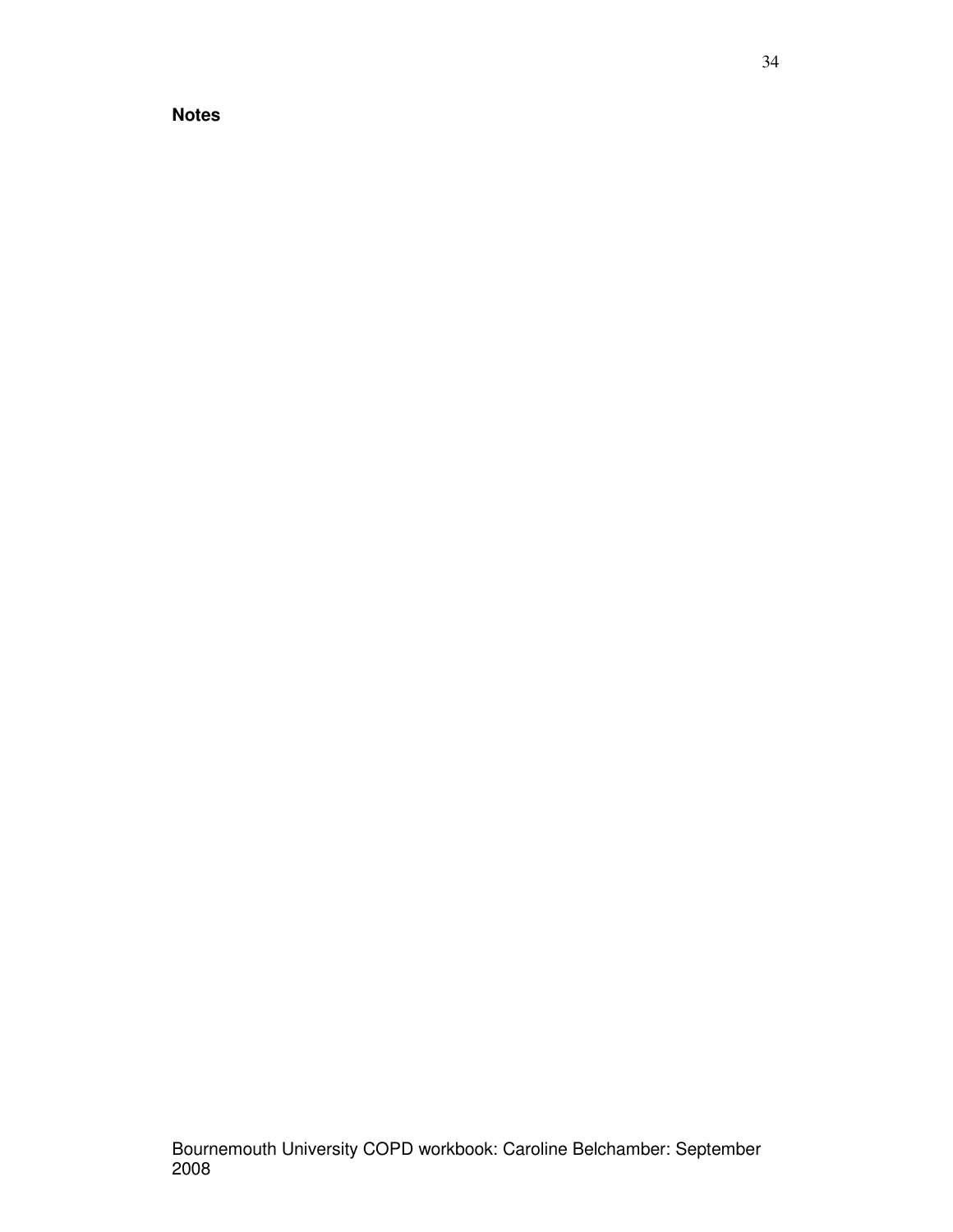**Notes**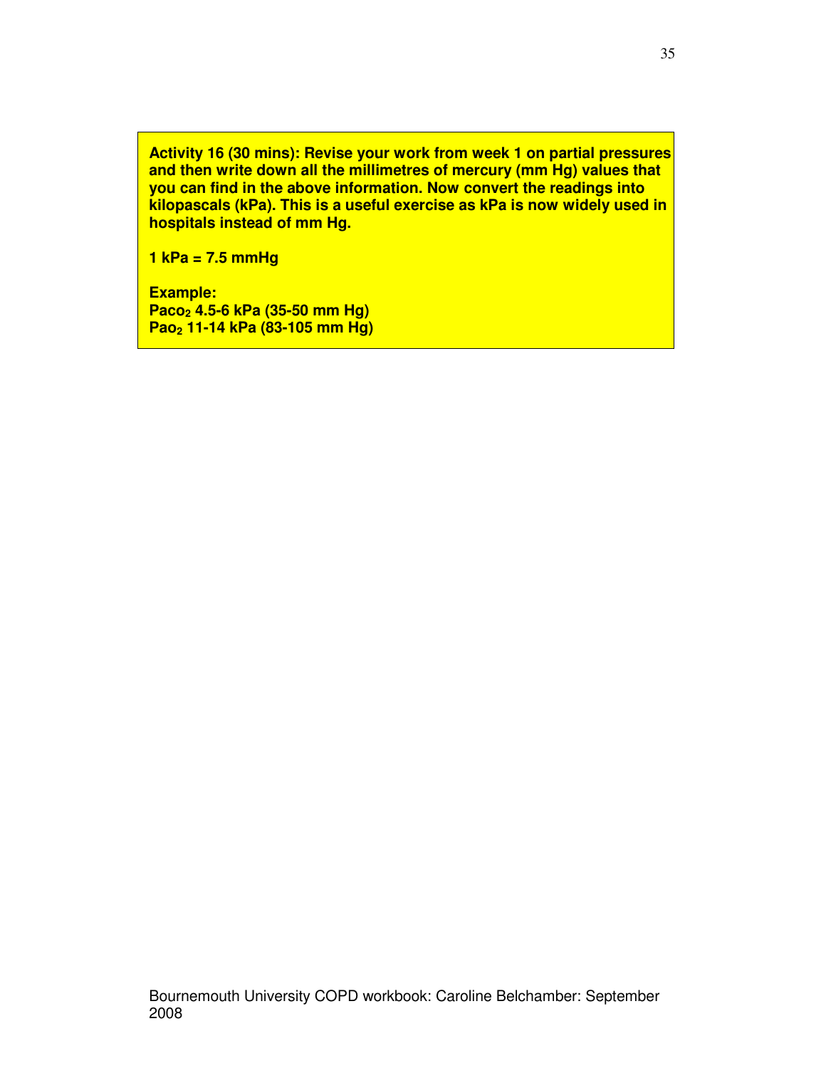**Activity 16 (30 mins): Revise your work from week 1 on partial pressures and then write down all the millimetres of mercury (mm Hg) values that you can find in the above information. Now convert the readings into kilopascals (kPa). This is a useful exercise as kPa is now widely used in hospitals instead of mm Hg.**

**1 kPa = 7.5 mmHg**

**Example:**
**$Paco_2$ 4.5-6 kPa (35-50 mm Hg)**
**$Pao_2$ 11-14 kPa (83-105 mm Hg)**

Bournemouth University COPD workbook: Caroline Belchamber: September 2008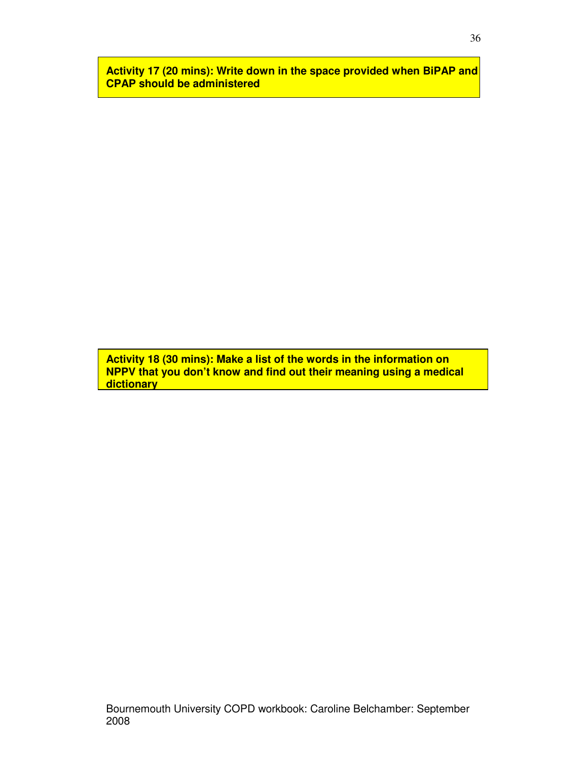**Activity 17 (20 mins): Write down in the space provided when BiPAP and CPAP should be administered**

**Activity 18 (30 mins): Make a list of the words in the information on NPPV that you don't know and find out their meaning using a medical dictionary**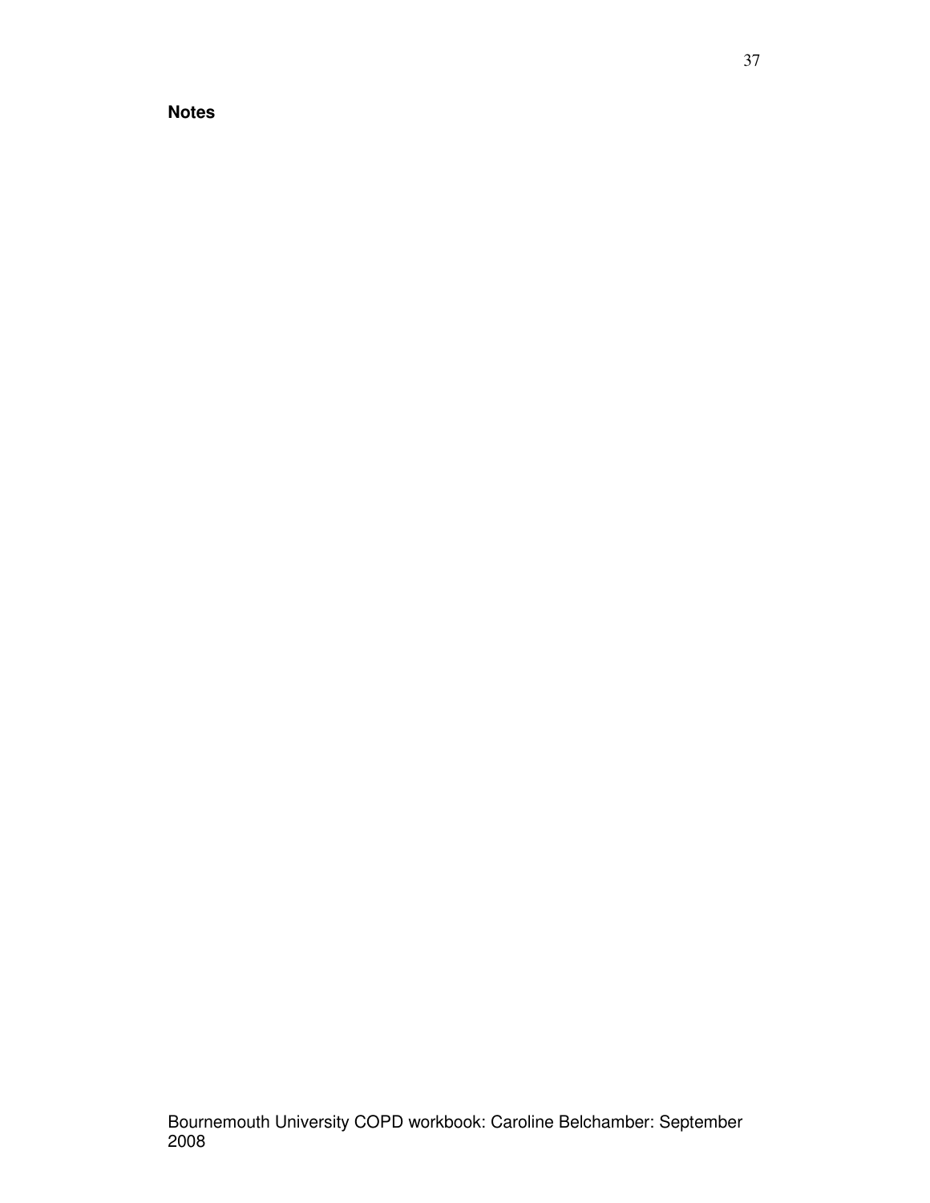**Notes**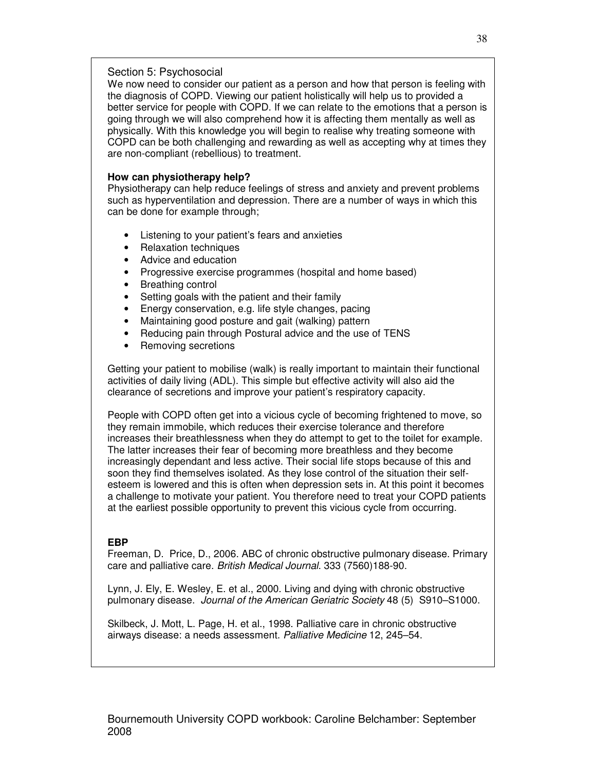## Section 5: Psychosocial

We now need to consider our patient as a person and how that person is feeling with the diagnosis of COPD. Viewing our patient holistically will help us to provided a better service for people with COPD. If we can relate to the emotions that a person is going through we will also comprehend how it is affecting them mentally as well as physically. With this knowledge you will begin to realise why treating someone with COPD can be both challenging and rewarding as well as accepting why at times they are non-compliant (rebellious) to treatment.

**How can physiotherapy help?**

Physiotherapy can help reduce feelings of stress and anxiety and prevent problems such as hyperventilation and depression. There are a number of ways in which this can be done for example through;

- Listening to your patient's fears and anxieties
- Relaxation techniques
- Advice and education
- Progressive exercise programmes (hospital and home based)
- Breathing control
- Setting goals with the patient and their family
- Energy conservation, e.g. life style changes, pacing
- Maintaining good posture and gait (walking) pattern
- Reducing pain through Postural advice and the use of TENS
- Removing secretions

Getting your patient to mobilise (walk) is really important to maintain their functional activities of daily living (ADL). This simple but effective activity will also aid the clearance of secretions and improve your patient's respiratory capacity.

People with COPD often get into a vicious cycle of becoming frightened to move, so they remain immobile, which reduces their exercise tolerance and therefore increases their breathlessness when they do attempt to get to the toilet for example. The latter increases their fear of becoming more breathless and they become increasingly dependant and less active. Their social life stops because of this and soon they find themselves isolated. As they lose control of the situation their self-esteem is lowered and this is often when depression sets in. At this point it becomes a challenge to motivate your patient. You therefore need to treat your COPD patients at the earliest possible opportunity to prevent this vicious cycle from occurring.

**EBP**

Freeman, D. Price, D., 2006. ABC of chronic obstructive pulmonary disease. Primary care and palliative care. *British Medical Journal*. 333 (7560)188-90.

Lynn, J. Ely, E. Wesley, E. et al., 2000. Living and dying with chronic obstructive pulmonary disease. *Journal of the American Geriatric Society* 48 (5) S910–S1000.

Skilbeck, J. Mott, L. Page, H. et al., 1998. Palliative care in chronic obstructive airways disease: a needs assessment. *Palliative Medicine* 12, 245–54.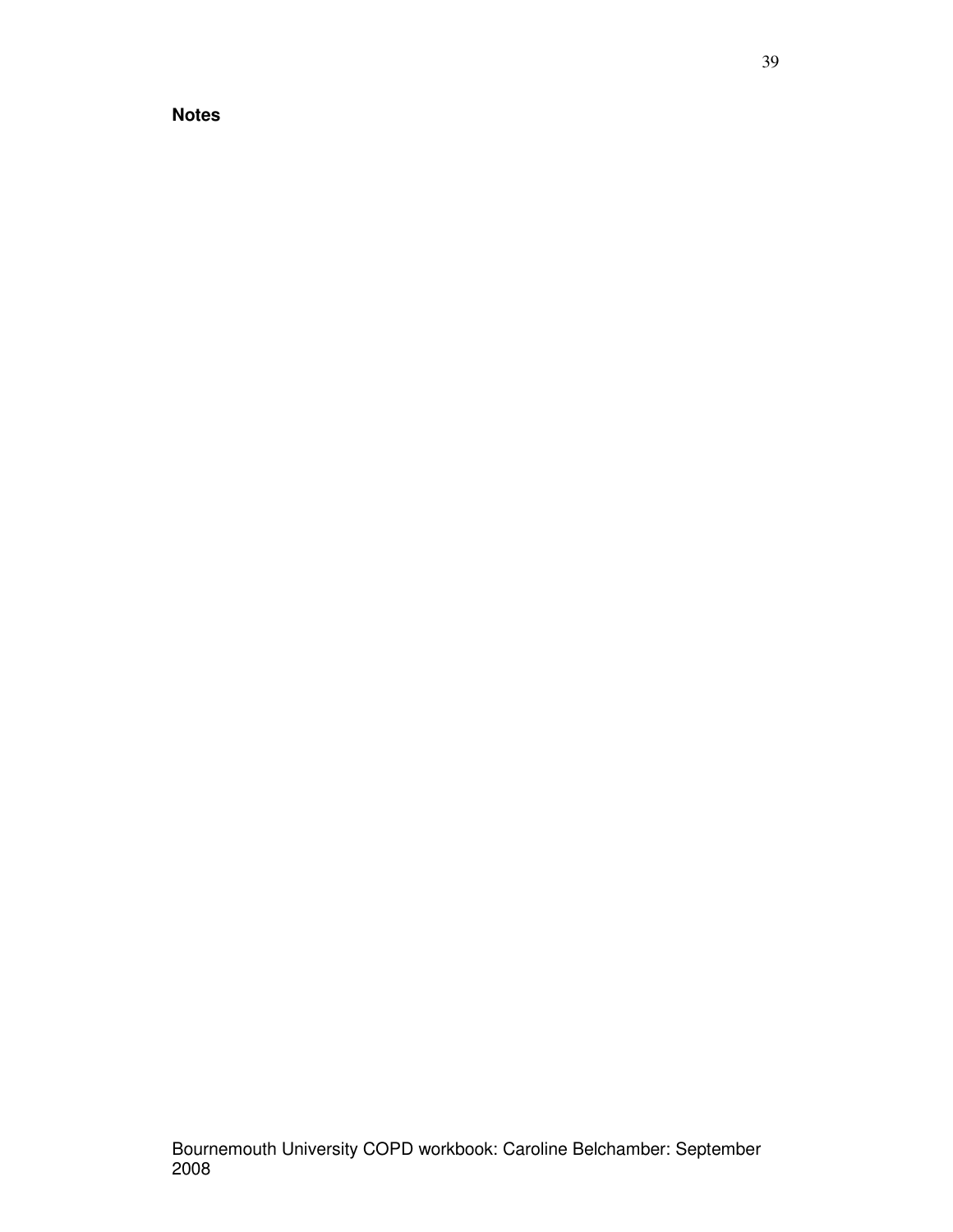**Notes**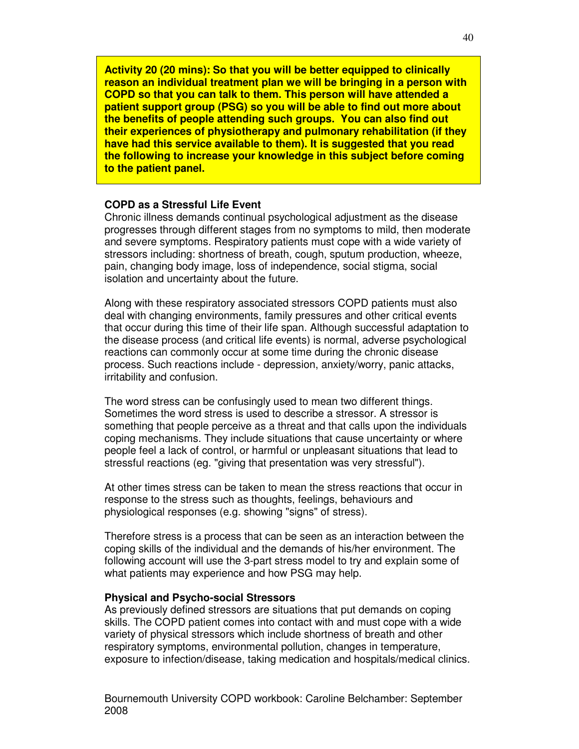**Activity 20 (20 mins): So that you will be better equipped to clinically reason an individual treatment plan we will be bringing in a person with COPD so that you can talk to them. This person will have attended a patient support group (PSG) so you will be able to find out more about the benefits of people attending such groups. You can also find out their experiences of physiotherapy and pulmonary rehabilitation (if they have had this service available to them). It is suggested that you read the following to increase your knowledge in this subject before coming to the patient panel.**

**COPD as a Stressful Life Event**

Chronic illness demands continual psychological adjustment as the disease progresses through different stages from no symptoms to mild, then moderate and severe symptoms. Respiratory patients must cope with a wide variety of stressors including: shortness of breath, cough, sputum production, wheeze, pain, changing body image, loss of independence, social stigma, social isolation and uncertainty about the future.

Along with these respiratory associated stressors COPD patients must also deal with changing environments, family pressures and other critical events that occur during this time of their life span. Although successful adaptation to the disease process (and critical life events) is normal, adverse psychological reactions can commonly occur at some time during the chronic disease process. Such reactions include - depression, anxiety/worry, panic attacks, irritability and confusion.

The word stress can be confusingly used to mean two different things. Sometimes the word stress is used to describe a stressor. A stressor is something that people perceive as a threat and that calls upon the individuals coping mechanisms. They include situations that cause uncertainty or where people feel a lack of control, or harmful or unpleasant situations that lead to stressful reactions (eg. "giving that presentation was very stressful").

At other times stress can be taken to mean the stress reactions that occur in response to the stress such as thoughts, feelings, behaviours and physiological responses (e.g. showing "signs" of stress).

Therefore stress is a process that can be seen as an interaction between the coping skills of the individual and the demands of his/her environment. The following account will use the 3-part stress model to try and explain some of what patients may experience and how PSG may help.

**Physical and Psycho-social Stressors**

As previously defined stressors are situations that put demands on coping skills. The COPD patient comes into contact with and must cope with a wide variety of physical stressors which include shortness of breath and other respiratory symptoms, environmental pollution, changes in temperature, exposure to infection/disease, taking medication and hospitals/medical clinics.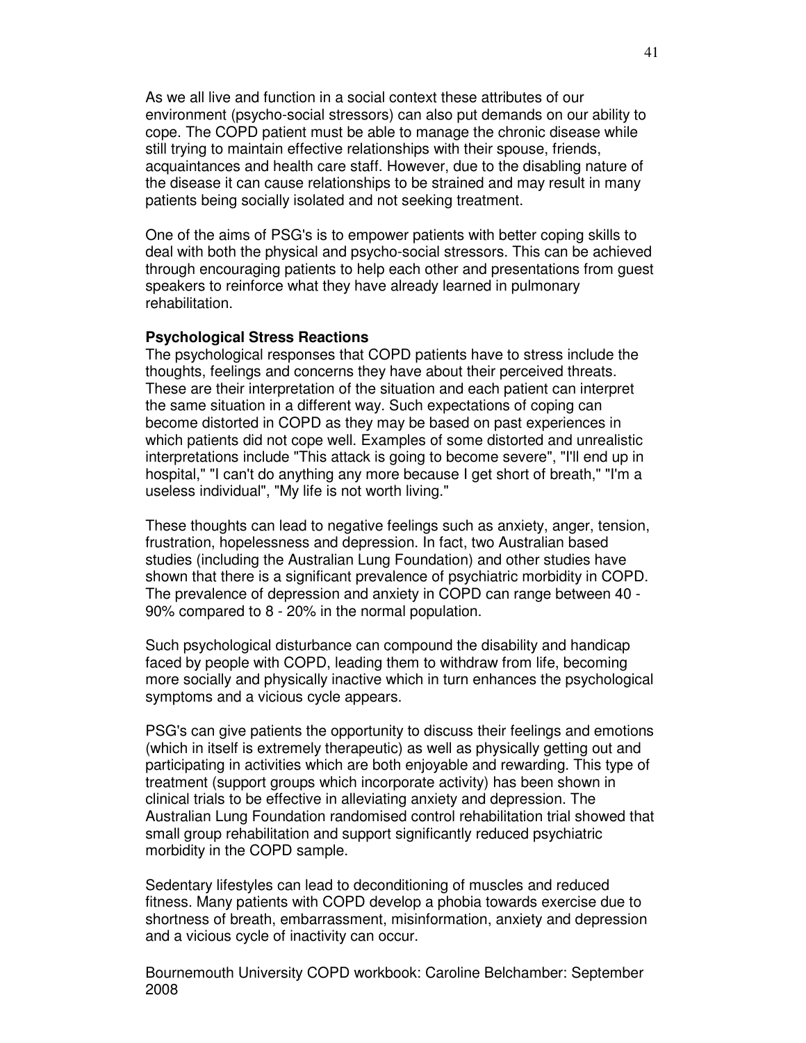As we all live and function in a social context these attributes of our environment (psycho-social stressors) can also put demands on our ability to cope. The COPD patient must be able to manage the chronic disease while still trying to maintain effective relationships with their spouse, friends, acquaintances and health care staff. However, due to the disabling nature of the disease it can cause relationships to be strained and may result in many patients being socially isolated and not seeking treatment.

One of the aims of PSG's is to empower patients with better coping skills to deal with both the physical and psycho-social stressors. This can be achieved through encouraging patients to help each other and presentations from guest speakers to reinforce what they have already learned in pulmonary rehabilitation.

**Psychological Stress Reactions**

The psychological responses that COPD patients have to stress include the thoughts, feelings and concerns they have about their perceived threats. These are their interpretation of the situation and each patient can interpret the same situation in a different way. Such expectations of coping can become distorted in COPD as they may be based on past experiences in which patients did not cope well. Examples of some distorted and unrealistic interpretations include "This attack is going to become severe", "I'll end up in hospital," "I can't do anything any more because I get short of breath," "I'm a useless individual", "My life is not worth living."

These thoughts can lead to negative feelings such as anxiety, anger, tension, frustration, hopelessness and depression. In fact, two Australian based studies (including the Australian Lung Foundation) and other studies have shown that there is a significant prevalence of psychiatric morbidity in COPD. The prevalence of depression and anxiety in COPD can range between 40 - 90% compared to 8 - 20% in the normal population.

Such psychological disturbance can compound the disability and handicap faced by people with COPD, leading them to withdraw from life, becoming more socially and physically inactive which in turn enhances the psychological symptoms and a vicious cycle appears.

PSG's can give patients the opportunity to discuss their feelings and emotions (which in itself is extremely therapeutic) as well as physically getting out and participating in activities which are both enjoyable and rewarding. This type of treatment (support groups which incorporate activity) has been shown in clinical trials to be effective in alleviating anxiety and depression. The Australian Lung Foundation randomised control rehabilitation trial showed that small group rehabilitation and support significantly reduced psychiatric morbidity in the COPD sample.

Sedentary lifestyles can lead to deconditioning of muscles and reduced fitness. Many patients with COPD develop a phobia towards exercise due to shortness of breath, embarrassment, misinformation, anxiety and depression and a vicious cycle of inactivity can occur.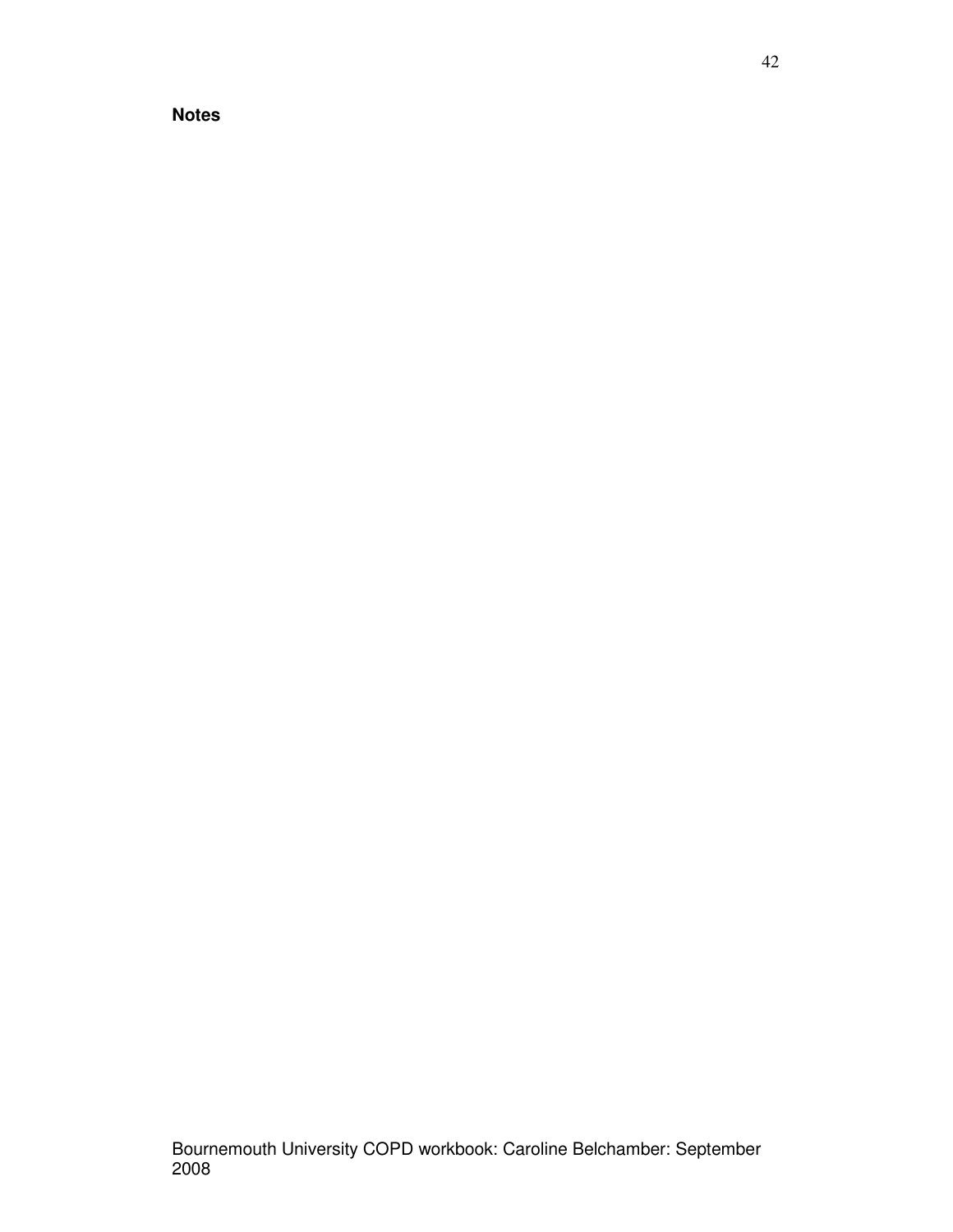**Notes**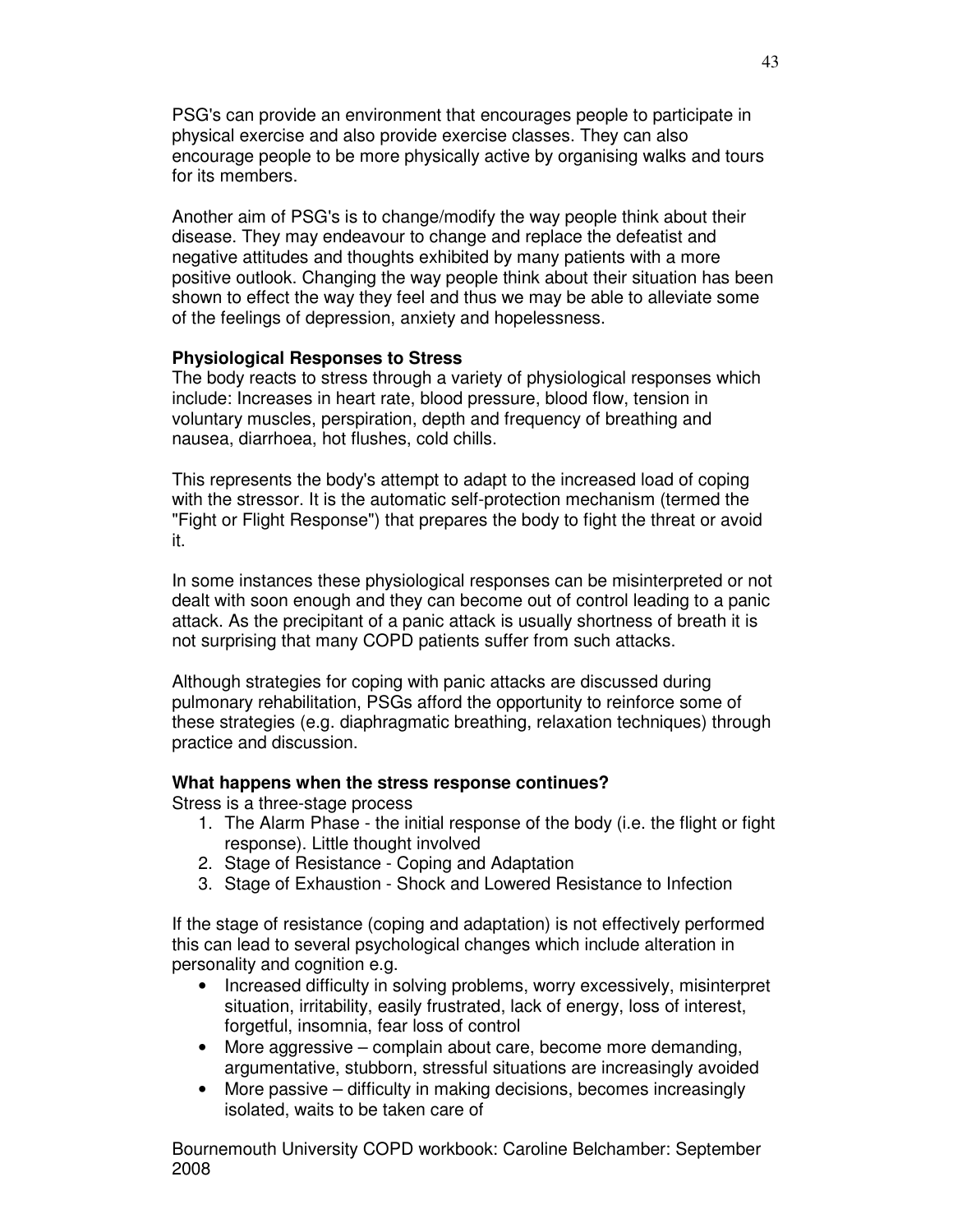PSG's can provide an environment that encourages people to participate in physical exercise and also provide exercise classes. They can also encourage people to be more physically active by organising walks and tours for its members.

Another aim of PSG's is to change/modify the way people think about their disease. They may endeavour to change and replace the defeatist and negative attitudes and thoughts exhibited by many patients with a more positive outlook. Changing the way people think about their situation has been shown to effect the way they feel and thus we may be able to alleviate some of the feelings of depression, anxiety and hopelessness.

**Physiological Responses to Stress**

The body reacts to stress through a variety of physiological responses which include: Increases in heart rate, blood pressure, blood flow, tension in voluntary muscles, perspiration, depth and frequency of breathing and nausea, diarrhoea, hot flushes, cold chills.

This represents the body's attempt to adapt to the increased load of coping with the stressor. It is the automatic self-protection mechanism (termed the "Fight or Flight Response") that prepares the body to fight the threat or avoid it.

In some instances these physiological responses can be misinterpreted or not dealt with soon enough and they can become out of control leading to a panic attack. As the precipitant of a panic attack is usually shortness of breath it is not surprising that many COPD patients suffer from such attacks.

Although strategies for coping with panic attacks are discussed during pulmonary rehabilitation, PSGs afford the opportunity to reinforce some of these strategies (e.g. diaphragmatic breathing, relaxation techniques) through practice and discussion.

**What happens when the stress response continues?**

Stress is a three-stage process

1. The Alarm Phase - the initial response of the body (i.e. the flight or fight response). Little thought involved
2. Stage of Resistance - Coping and Adaptation
3. Stage of Exhaustion - Shock and Lowered Resistance to Infection

If the stage of resistance (coping and adaptation) is not effectively performed this can lead to several psychological changes which include alteration in personality and cognition e.g.

- Increased difficulty in solving problems, worry excessively, misinterpret situation, irritability, easily frustrated, lack of energy, loss of interest, forgetful, insomnia, fear loss of control
- More aggressive – complain about care, become more demanding, argumentative, stubborn, stressful situations are increasingly avoided
- More passive – difficulty in making decisions, becomes increasingly isolated, waits to be taken care of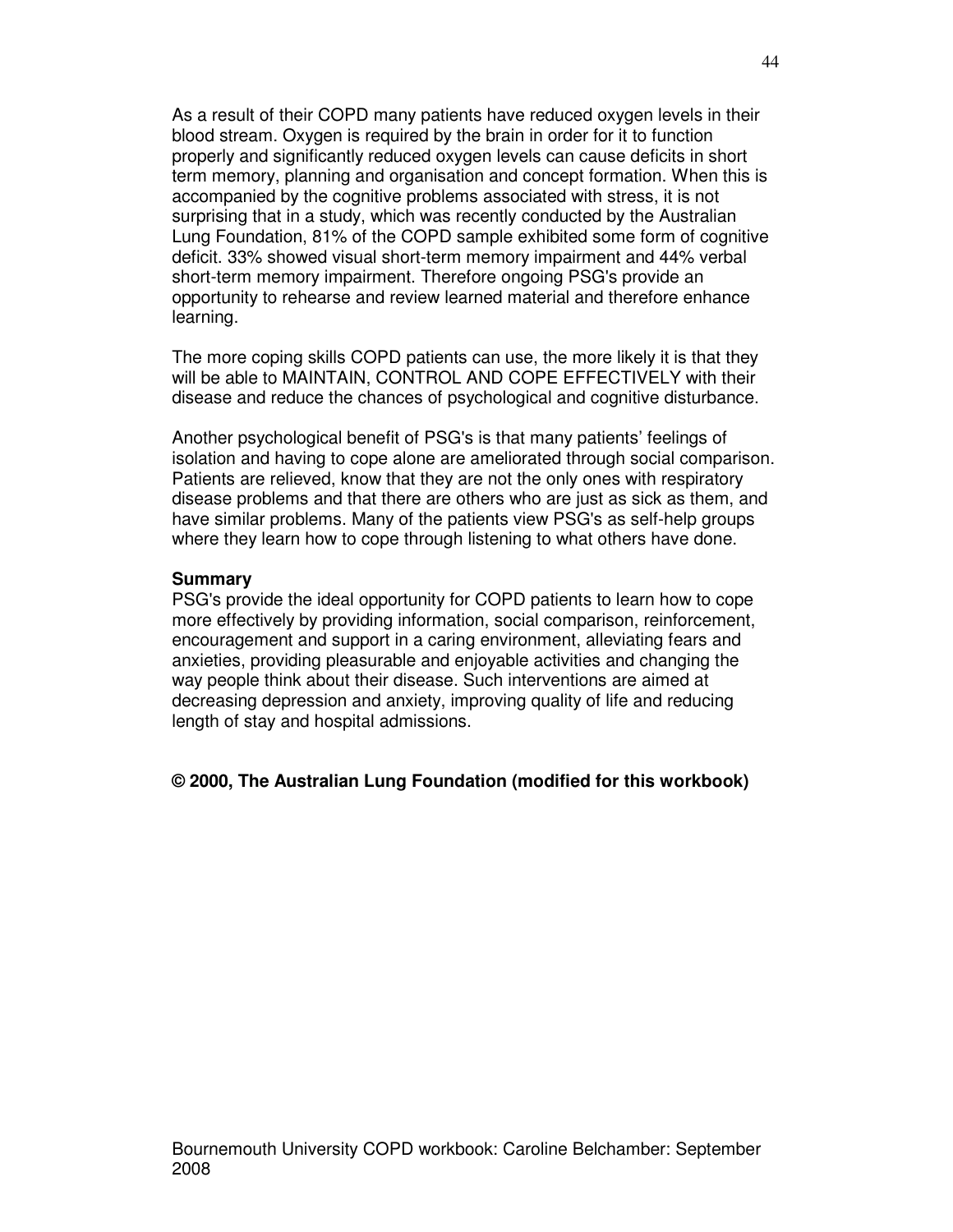As a result of their COPD many patients have reduced oxygen levels in their blood stream. Oxygen is required by the brain in order for it to function properly and significantly reduced oxygen levels can cause deficits in short term memory, planning and organisation and concept formation. When this is accompanied by the cognitive problems associated with stress, it is not surprising that in a study, which was recently conducted by the Australian Lung Foundation, 81% of the COPD sample exhibited some form of cognitive deficit. 33% showed visual short-term memory impairment and 44% verbal short-term memory impairment. Therefore ongoing PSG's provide an opportunity to rehearse and review learned material and therefore enhance learning.

The more coping skills COPD patients can use, the more likely it is that they will be able to MAINTAIN, CONTROL AND COPE EFFECTIVELY with their disease and reduce the chances of psychological and cognitive disturbance.

Another psychological benefit of PSG's is that many patients' feelings of isolation and having to cope alone are ameliorated through social comparison. Patients are relieved, know that they are not the only ones with respiratory disease problems and that there are others who are just as sick as them, and have similar problems. Many of the patients view PSG's as self-help groups where they learn how to cope through listening to what others have done.

**Summary**

PSG's provide the ideal opportunity for COPD patients to learn how to cope more effectively by providing information, social comparison, reinforcement, encouragement and support in a caring environment, alleviating fears and anxieties, providing pleasurable and enjoyable activities and changing the way people think about their disease. Such interventions are aimed at decreasing depression and anxiety, improving quality of life and reducing length of stay and hospital admissions.

**© 2000, The Australian Lung Foundation (modified for this workbook)**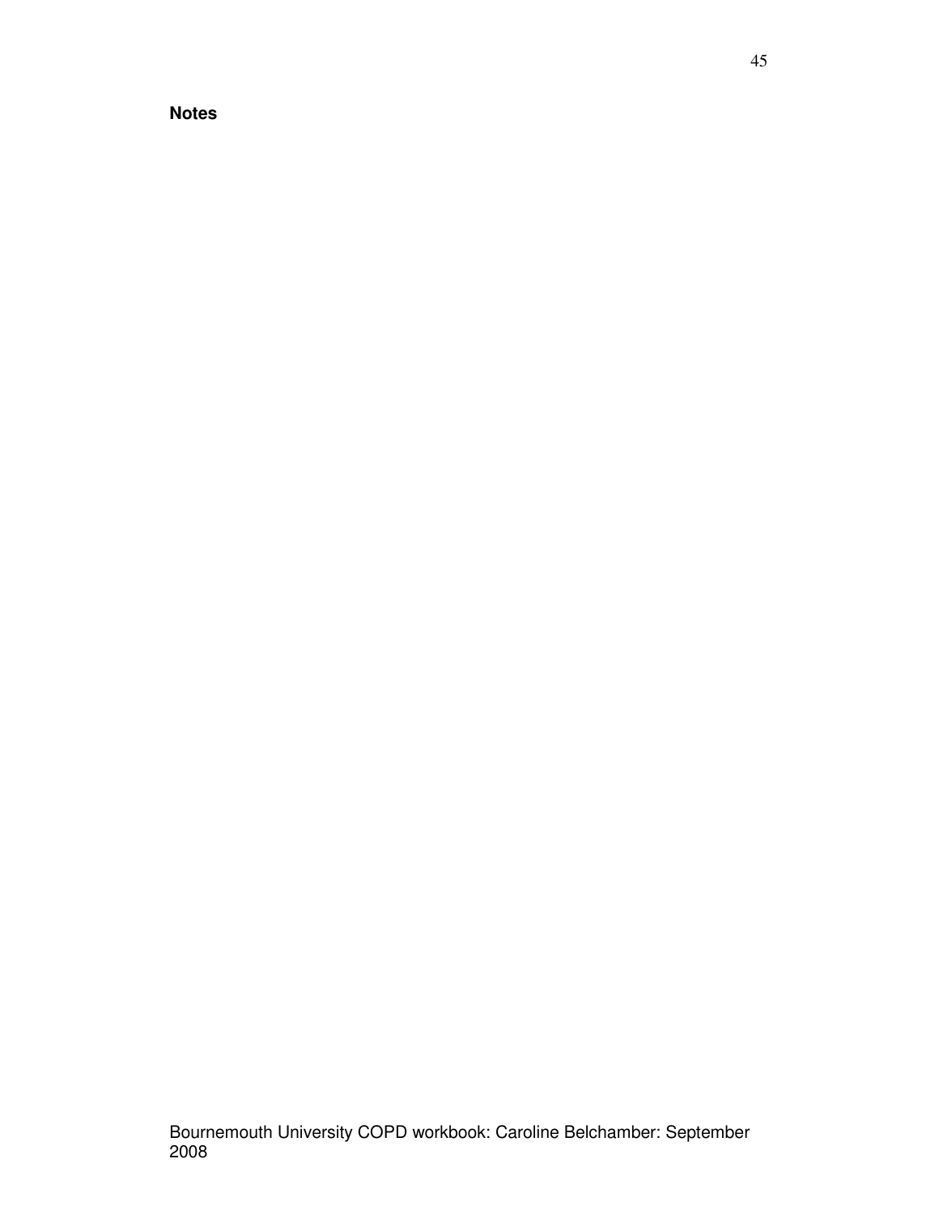**Notes**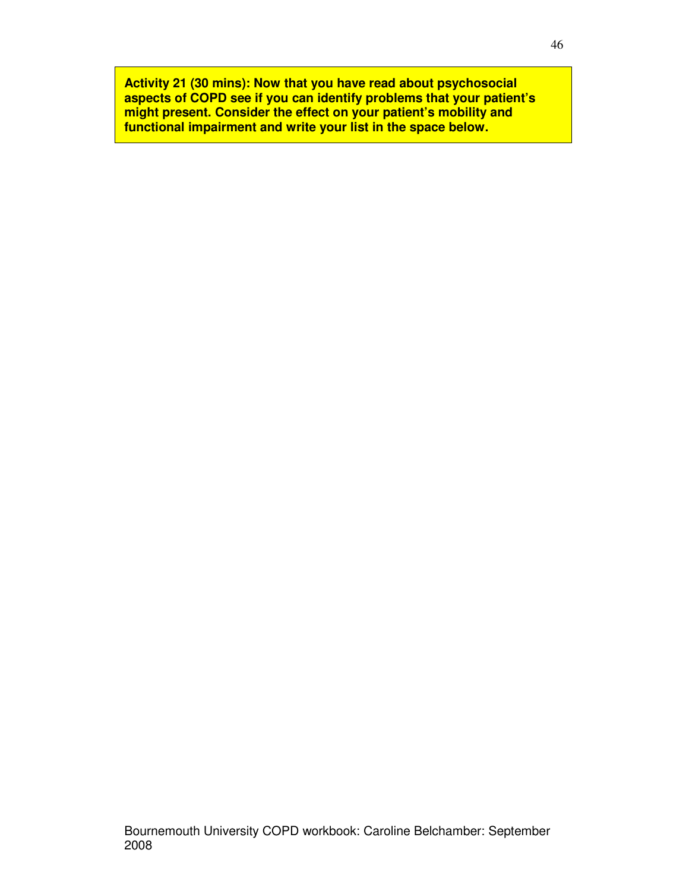**Activity 21 (30 mins): Now that you have read about psychosocial aspects of COPD see if you can identify problems that your patient's might present. Consider the effect on your patient's mobility and functional impairment and write your list in the space below.**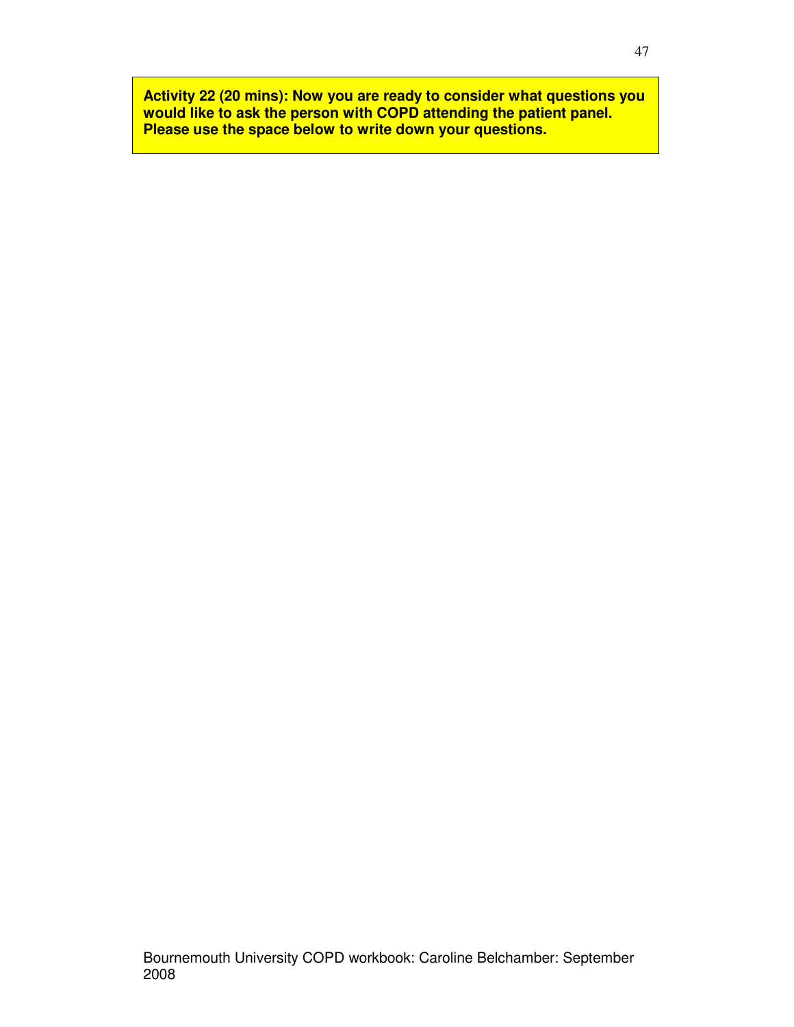**Activity 22 (20 mins): Now you are ready to consider what questions you would like to ask the person with COPD attending the patient panel. Please use the space below to write down your questions.**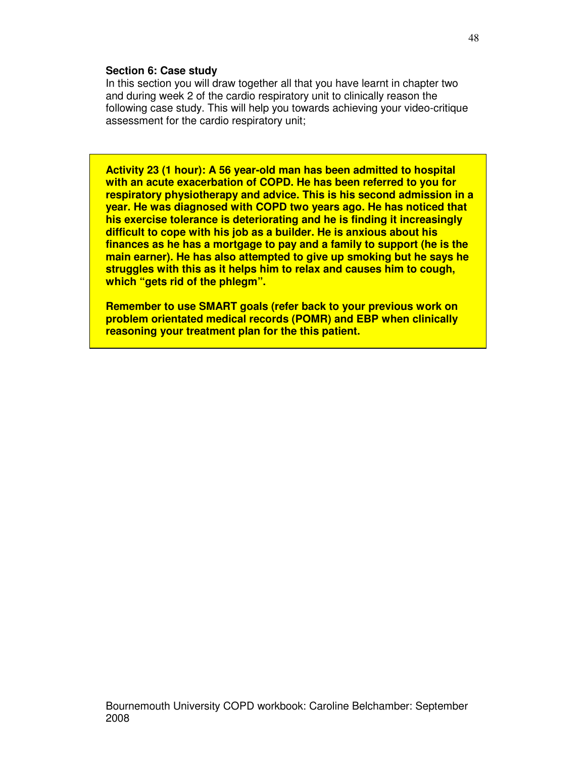**Section 6: Case study**

In this section you will draw together all that you have learnt in chapter two and during week 2 of the cardio respiratory unit to clinically reason the following case study. This will help you towards achieving your video-critique assessment for the cardio respiratory unit;

**Activity 23 (1 hour): A 56 year-old man has been admitted to hospital with an acute exacerbation of COPD. He has been referred to you for respiratory physiotherapy and advice. This is his second admission in a year. He was diagnosed with COPD two years ago. He has noticed that his exercise tolerance is deteriorating and he is finding it increasingly difficult to cope with his job as a builder. He is anxious about his finances as he has a mortgage to pay and a family to support (he is the main earner). He has also attempted to give up smoking but he says he struggles with this as it helps him to relax and causes him to cough, which "gets rid of the phlegm".**

**Remember to use SMART goals (refer back to your previous work on problem orientated medical records (POMR) and EBP when clinically reasoning your treatment plan for the this patient.**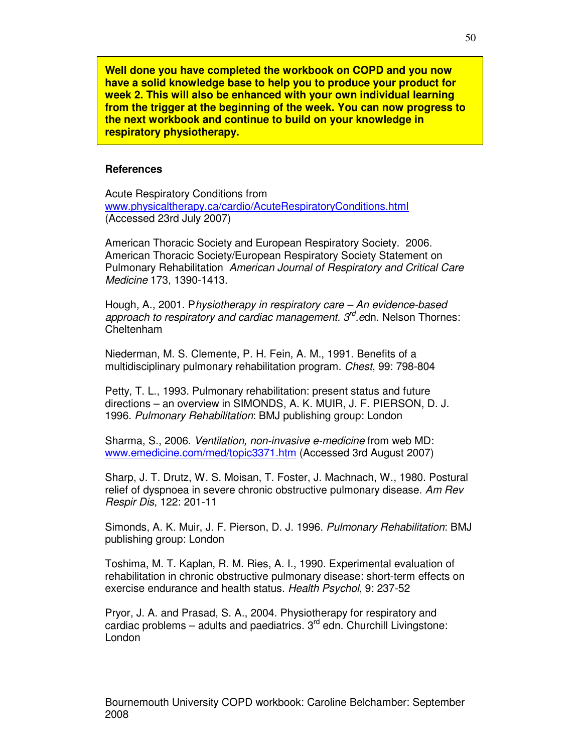**Well done you have completed the workbook on COPD and you now have a solid knowledge base to help you to produce your product for week 2. This will also be enhanced with your own individual learning from the trigger at the beginning of the week. You can now progress to the next workbook and continue to build on your knowledge in respiratory physiotherapy.**

**References**

Acute Respiratory Conditions from www.physicaltherapy.ca/cardio/AcuteRespiratoryConditions.html (Accessed 23rd July 2007)

American Thoracic Society and European Respiratory Society. 2006. American Thoracic Society/European Respiratory Society Statement on Pulmonary Rehabilitation *American Journal of Respiratory and Critical Care Medicine* 173, 1390-1413.

Hough, A., 2001. P*hysiotherapy in respiratory care – An evidence-based approach to respiratory and cardiac management. 3rd.e*dn. Nelson Thornes: Cheltenham

Niederman, M. S. Clemente, P. H. Fein, A. M., 1991. Benefits of a multidisciplinary pulmonary rehabilitation program. *Chest*, 99: 798-804

Petty, T. L., 1993. Pulmonary rehabilitation: present status and future directions – an overview in SIMONDS, A. K. MUIR, J. F. PIERSON, D. J. 1996. *Pulmonary Rehabilitation*: BMJ publishing group: London

Sharma, S., 2006. *Ventilation, non-invasive e-medicine* from web MD: www.emedicine.com/med/topic3371.htm (Accessed 3rd August 2007)

Sharp, J. T. Drutz, W. S. Moisan, T. Foster, J. Machnach, W., 1980. Postural relief of dyspnoea in severe chronic obstructive pulmonary disease. *Am Rev Respir Dis*, 122: 201-11

Simonds, A. K. Muir, J. F. Pierson, D. J. 1996. *Pulmonary Rehabilitation*: BMJ publishing group: London

Toshima, M. T. Kaplan, R. M. Ries, A. I., 1990. Experimental evaluation of rehabilitation in chronic obstructive pulmonary disease: short-term effects on exercise endurance and health status. *Health Psychol*, 9: 237-52

Pryor, J. A. and Prasad, S. A., 2004. Physiotherapy for respiratory and cardiac problems – adults and paediatrics. 3rd edn. Churchill Livingstone: London

Bournemouth University COPD workbook: Caroline Belchamber: September 2008